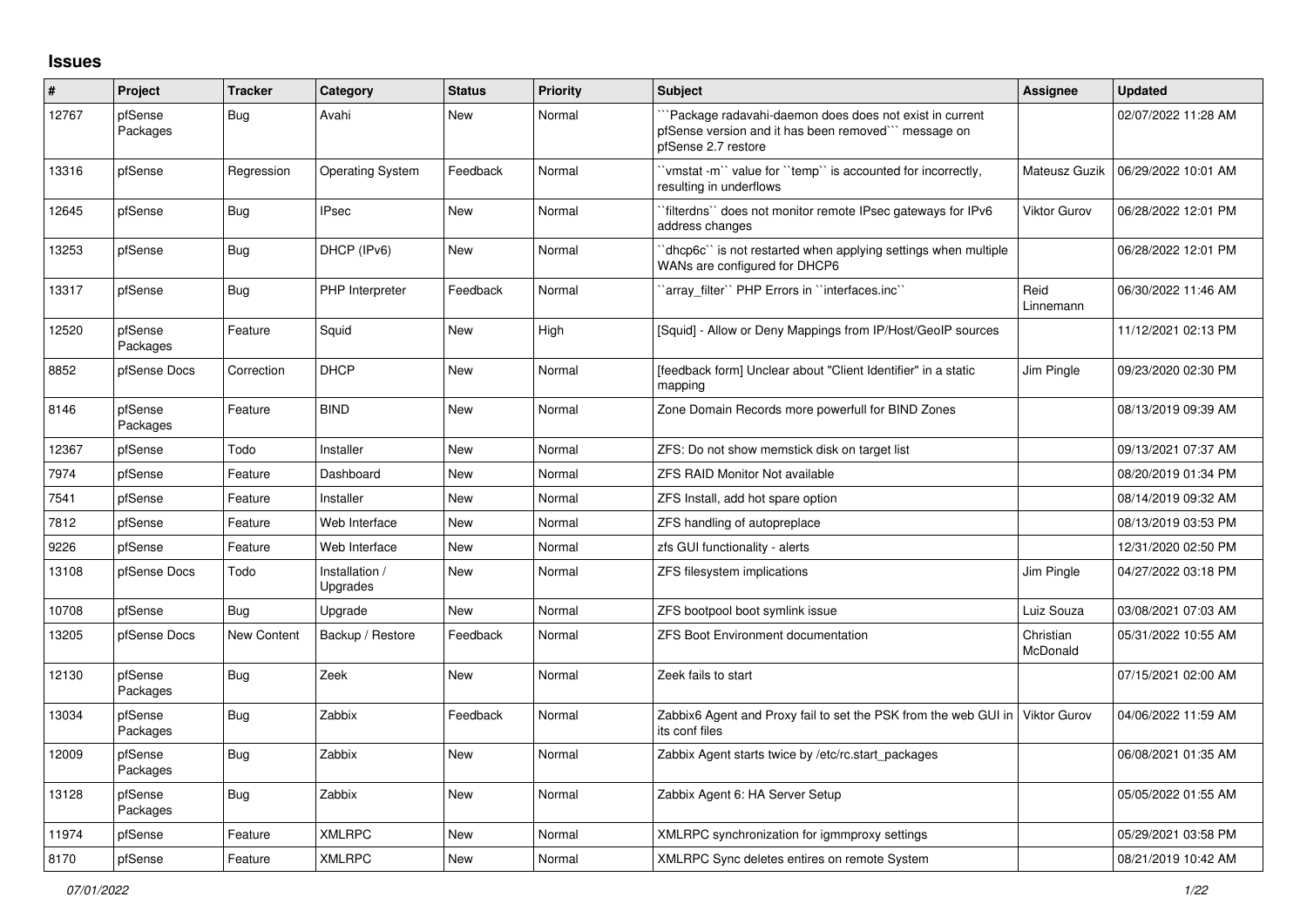## Issues

| # | Project | Tracker | Category | Status | Priority | Subject | Assignee | Updated |
|---|---|---|---|---|---|---|---|---|
| 12767 | pfSense Packages | Bug | Avahi | New | Normal | ```Package radavahi-daemon does does not exist in current pfSense version and it has been removed``` message on pfSense 2.7 restore | | 02/07/2022 11:28 AM |
| 13316 | pfSense | Regression | Operating System | Feedback | Normal | ``vmstat -m`` value for ``temp`` is accounted for incorrectly, resulting in underflows | Mateusz Guzik | 06/29/2022 10:01 AM |
| 12645 | pfSense | Bug | IPsec | New | Normal | ``filterdns`` does not monitor remote IPsec gateways for IPv6 address changes | Viktor Gurov | 06/28/2022 12:01 PM |
| 13253 | pfSense | Bug | DHCP (IPv6) | New | Normal | ``dhcp6c`` is not restarted when applying settings when multiple WANs are configured for DHCP6 | | 06/28/2022 12:01 PM |
| 13317 | pfSense | Bug | PHP Interpreter | Feedback | Normal | ``array_filter`` PHP Errors in ``interfaces.inc`` | Reid Linnemann | 06/30/2022 11:46 AM |
| 12520 | pfSense Packages | Feature | Squid | New | High | [Squid] - Allow or Deny Mappings from IP/Host/GeoIP sources | | 11/12/2021 02:13 PM |
| 8852 | pfSense Docs | Correction | DHCP | New | Normal | [feedback form] Unclear about "Client Identifier" in a static mapping | Jim Pingle | 09/23/2020 02:30 PM |
| 8146 | pfSense Packages | Feature | BIND | New | Normal | Zone Domain Records more powerfull for BIND Zones | | 08/13/2019 09:39 AM |
| 12367 | pfSense | Todo | Installer | New | Normal | ZFS: Do not show memstick disk on target list | | 09/13/2021 07:37 AM |
| 7974 | pfSense | Feature | Dashboard | New | Normal | ZFS RAID Monitor Not available | | 08/20/2019 01:34 PM |
| 7541 | pfSense | Feature | Installer | New | Normal | ZFS Install, add hot spare option | | 08/14/2019 09:32 AM |
| 7812 | pfSense | Feature | Web Interface | New | Normal | ZFS handling of autopreplace | | 08/13/2019 03:53 PM |
| 9226 | pfSense | Feature | Web Interface | New | Normal | zfs GUI functionality - alerts | | 12/31/2020 02:50 PM |
| 13108 | pfSense Docs | Todo | Installation / Upgrades | New | Normal | ZFS filesystem implications | Jim Pingle | 04/27/2022 03:18 PM |
| 10708 | pfSense | Bug | Upgrade | New | Normal | ZFS bootpool boot symlink issue | Luiz Souza | 03/08/2021 07:03 AM |
| 13205 | pfSense Docs | New Content | Backup / Restore | Feedback | Normal | ZFS Boot Environment documentation | Christian McDonald | 05/31/2022 10:55 AM |
| 12130 | pfSense Packages | Bug | Zeek | New | Normal | Zeek fails to start | | 07/15/2021 02:00 AM |
| 13034 | pfSense Packages | Bug | Zabbix | Feedback | Normal | Zabbix6 Agent and Proxy fail to set the PSK from the web GUI in its conf files | Viktor Gurov | 04/06/2022 11:59 AM |
| 12009 | pfSense Packages | Bug | Zabbix | New | Normal | Zabbix Agent starts twice by /etc/rc.start_packages | | 06/08/2021 01:35 AM |
| 13128 | pfSense Packages | Bug | Zabbix | New | Normal | Zabbix Agent 6: HA Server Setup | | 05/05/2022 01:55 AM |
| 11974 | pfSense | Feature | XMLRPC | New | Normal | XMLRPC synchronization for igmmproxy settings | | 05/29/2021 03:58 PM |
| 8170 | pfSense | Feature | XMLRPC | New | Normal | XMLRPC Sync deletes entires on remote System | | 08/21/2019 10:42 AM |

*07/01/2022*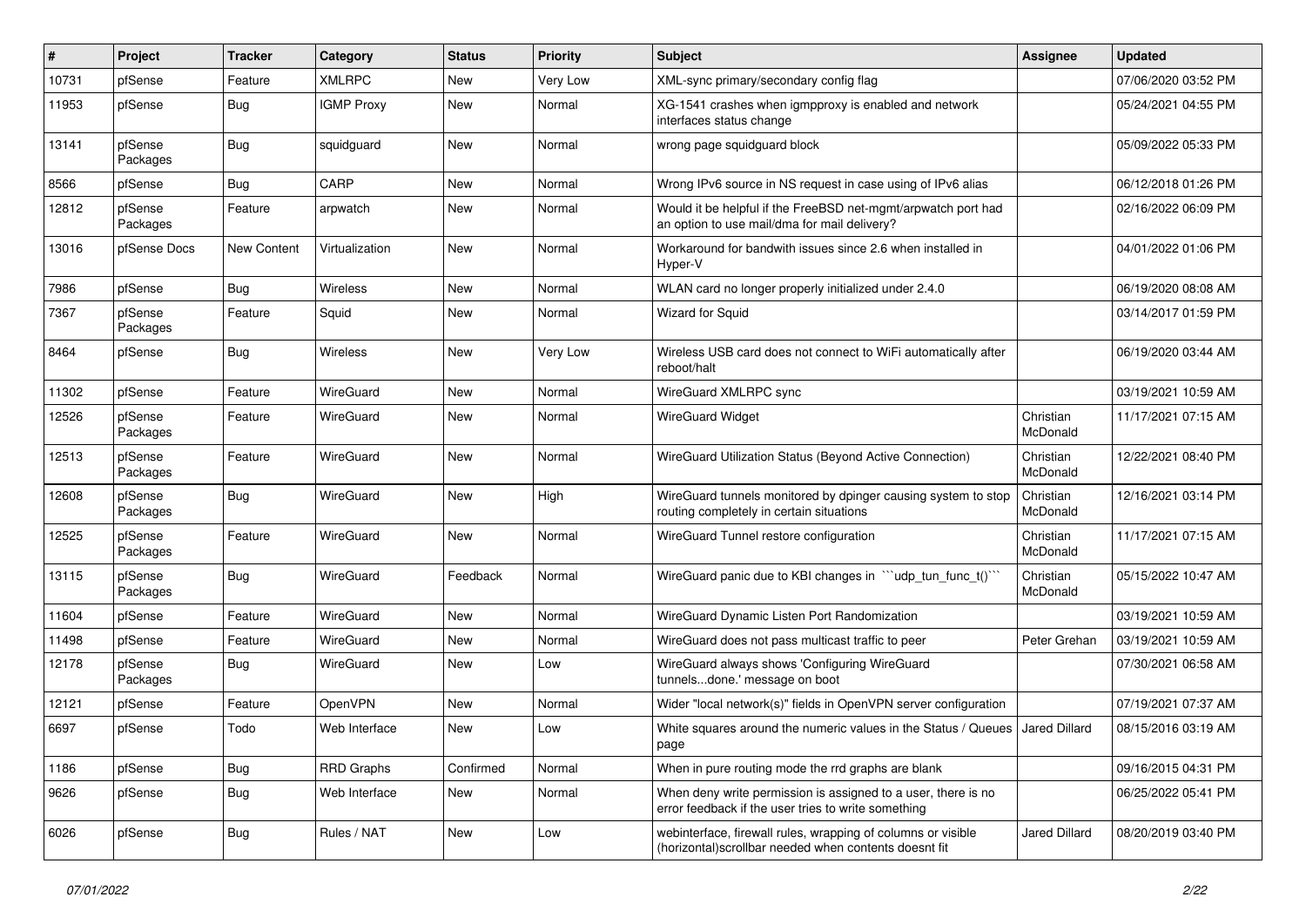| # | Project | Tracker | Category | Status | Priority | Subject | Assignee | Updated |
|---|---|---|---|---|---|---|---|---|
| 10731 | pfSense | Feature | XMLRPC | New | Very Low | XML-sync primary/secondary config flag | | 07/06/2020 03:52 PM |
| 11953 | pfSense | Bug | IGMP Proxy | New | Normal | XG-1541 crashes when igmpproxy is enabled and network interfaces status change | | 05/24/2021 04:55 PM |
| 13141 | pfSense Packages | Bug | squidguard | New | Normal | wrong page squidguard block | | 05/09/2022 05:33 PM |
| 8566 | pfSense | Bug | CARP | New | Normal | Wrong IPv6 source in NS request in case using of IPv6 alias | | 06/12/2018 01:26 PM |
| 12812 | pfSense Packages | Feature | arpwatch | New | Normal | Would it be helpful if the FreeBSD net-mgmt/arpwatch port had an option to use mail/dma for mail delivery? | | 02/16/2022 06:09 PM |
| 13016 | pfSense Docs | New Content | Virtualization | New | Normal | Workaround for bandwith issues since 2.6 when installed in Hyper-V | | 04/01/2022 01:06 PM |
| 7986 | pfSense | Bug | Wireless | New | Normal | WLAN card no longer properly initialized under 2.4.0 | | 06/19/2020 08:08 AM |
| 7367 | pfSense Packages | Feature | Squid | New | Normal | Wizard for Squid | | 03/14/2017 01:59 PM |
| 8464 | pfSense | Bug | Wireless | New | Very Low | Wireless USB card does not connect to WiFi automatically after reboot/halt | | 06/19/2020 03:44 AM |
| 11302 | pfSense | Feature | WireGuard | New | Normal | WireGuard XMLRPC sync | | 03/19/2021 10:59 AM |
| 12526 | pfSense Packages | Feature | WireGuard | New | Normal | WireGuard Widget | Christian McDonald | 11/17/2021 07:15 AM |
| 12513 | pfSense Packages | Feature | WireGuard | New | Normal | WireGuard Utilization Status (Beyond Active Connection) | Christian McDonald | 12/22/2021 08:40 PM |
| 12608 | pfSense Packages | Bug | WireGuard | New | High | WireGuard tunnels monitored by dpinger causing system to stop routing completely in certain situations | Christian McDonald | 12/16/2021 03:14 PM |
| 12525 | pfSense Packages | Feature | WireGuard | New | Normal | WireGuard Tunnel restore configuration | Christian McDonald | 11/17/2021 07:15 AM |
| 13115 | pfSense Packages | Bug | WireGuard | Feedback | Normal | WireGuard panic due to KBI changes in ```udp_tun_func_t()``` | Christian McDonald | 05/15/2022 10:47 AM |
| 11604 | pfSense | Feature | WireGuard | New | Normal | WireGuard Dynamic Listen Port Randomization | | 03/19/2021 10:59 AM |
| 11498 | pfSense | Feature | WireGuard | New | Normal | WireGuard does not pass multicast traffic to peer | Peter Grehan | 03/19/2021 10:59 AM |
| 12178 | pfSense Packages | Bug | WireGuard | New | Low | WireGuard always shows 'Configuring WireGuard tunnels...done.' message on boot | | 07/30/2021 06:58 AM |
| 12121 | pfSense | Feature | OpenVPN | New | Normal | Wider "local network(s)" fields in OpenVPN server configuration | | 07/19/2021 07:37 AM |
| 6697 | pfSense | Todo | Web Interface | New | Low | White squares around the numeric values in the Status / Queues page | Jared Dillard | 08/15/2016 03:19 AM |
| 1186 | pfSense | Bug | RRD Graphs | Confirmed | Normal | When in pure routing mode the rrd graphs are blank | | 09/16/2015 04:31 PM |
| 9626 | pfSense | Bug | Web Interface | New | Normal | When deny write permission is assigned to a user, there is no error feedback if the user tries to write something | | 06/25/2022 05:41 PM |
| 6026 | pfSense | Bug | Rules / NAT | New | Low | webinterface, firewall rules, wrapping of columns or visible (horizontal)scrollbar needed when contents doesnt fit | Jared Dillard | 08/20/2019 03:40 PM |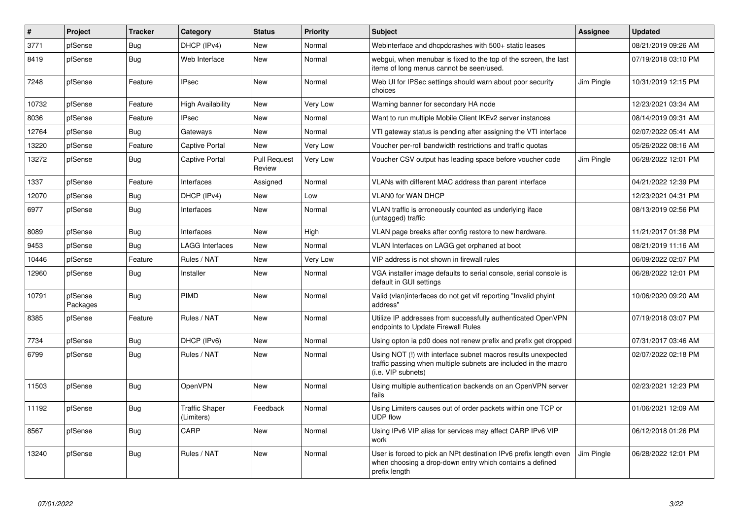| # | Project | Tracker | Category | Status | Priority | Subject | Assignee | Updated |
|---|---|---|---|---|---|---|---|---|
| 3771 | pfSense | Bug | DHCP (IPv4) | New | Normal | Webinterface and dhcpdcrashes with 500+ static leases | | 08/21/2019 09:26 AM |
| 8419 | pfSense | Bug | Web Interface | New | Normal | webgui, when menubar is fixed to the top of the screen, the last items of long menus cannot be seen/used. | | 07/19/2018 03:10 PM |
| 7248 | pfSense | Feature | IPsec | New | Normal | Web UI for IPSec settings should warn about poor security choices | Jim Pingle | 10/31/2019 12:15 PM |
| 10732 | pfSense | Feature | High Availability | New | Very Low | Warning banner for secondary HA node | | 12/23/2021 03:34 AM |
| 8036 | pfSense | Feature | IPsec | New | Normal | Want to run multiple Mobile Client IKEv2 server instances | | 08/14/2019 09:31 AM |
| 12764 | pfSense | Bug | Gateways | New | Normal | VTI gateway status is pending after assigning the VTI interface | | 02/07/2022 05:41 AM |
| 13220 | pfSense | Feature | Captive Portal | New | Very Low | Voucher per-roll bandwidth restrictions and traffic quotas | | 05/26/2022 08:16 AM |
| 13272 | pfSense | Bug | Captive Portal | Pull Request Review | Very Low | Voucher CSV output has leading space before voucher code | Jim Pingle | 06/28/2022 12:01 PM |
| 1337 | pfSense | Feature | Interfaces | Assigned | Normal | VLANs with different MAC address than parent interface | | 04/21/2022 12:39 PM |
| 12070 | pfSense | Bug | DHCP (IPv4) | New | Low | VLAN0 for WAN DHCP | | 12/23/2021 04:31 PM |
| 6977 | pfSense | Bug | Interfaces | New | Normal | VLAN traffic is erroneously counted as underlying iface (untagged) traffic | | 08/13/2019 02:56 PM |
| 8089 | pfSense | Bug | Interfaces | New | High | VLAN page breaks after config restore to new hardware. | | 11/21/2017 01:38 PM |
| 9453 | pfSense | Bug | LAGG Interfaces | New | Normal | VLAN Interfaces on LAGG get orphaned at boot | | 08/21/2019 11:16 AM |
| 10446 | pfSense | Feature | Rules / NAT | New | Very Low | VIP address is not shown in firewall rules | | 06/09/2022 02:07 PM |
| 12960 | pfSense | Bug | Installer | New | Normal | VGA installer image defaults to serial console, serial console is default in GUI settings | | 06/28/2022 12:01 PM |
| 10791 | pfSense Packages | Bug | PIMD | New | Normal | Valid (vlan)interfaces do not get vif reporting "Invalid phyint address" | | 10/06/2020 09:20 AM |
| 8385 | pfSense | Feature | Rules / NAT | New | Normal | Utilize IP addresses from successfully authenticated OpenVPN endpoints to Update Firewall Rules | | 07/19/2018 03:07 PM |
| 7734 | pfSense | Bug | DHCP (IPv6) | New | Normal | Using opton ia pd0 does not renew prefix and prefix get dropped | | 07/31/2017 03:46 AM |
| 6799 | pfSense | Bug | Rules / NAT | New | Normal | Using NOT (!) with interface subnet macros results unexpected traffic passing when multiple subnets are included in the macro (i.e. VIP subnets) | | 02/07/2022 02:18 PM |
| 11503 | pfSense | Bug | OpenVPN | New | Normal | Using multiple authentication backends on an OpenVPN server fails | | 02/23/2021 12:23 PM |
| 11192 | pfSense | Bug | Traffic Shaper (Limiters) | Feedback | Normal | Using Limiters causes out of order packets within one TCP or UDP flow | | 01/06/2021 12:09 AM |
| 8567 | pfSense | Bug | CARP | New | Normal | Using IPv6 VIP alias for services may affect CARP IPv6 VIP work | | 06/12/2018 01:26 PM |
| 13240 | pfSense | Bug | Rules / NAT | New | Normal | User is forced to pick an NPt destination IPv6 prefix length even when choosing a drop-down entry which contains a defined prefix length | Jim Pingle | 06/28/2022 12:01 PM |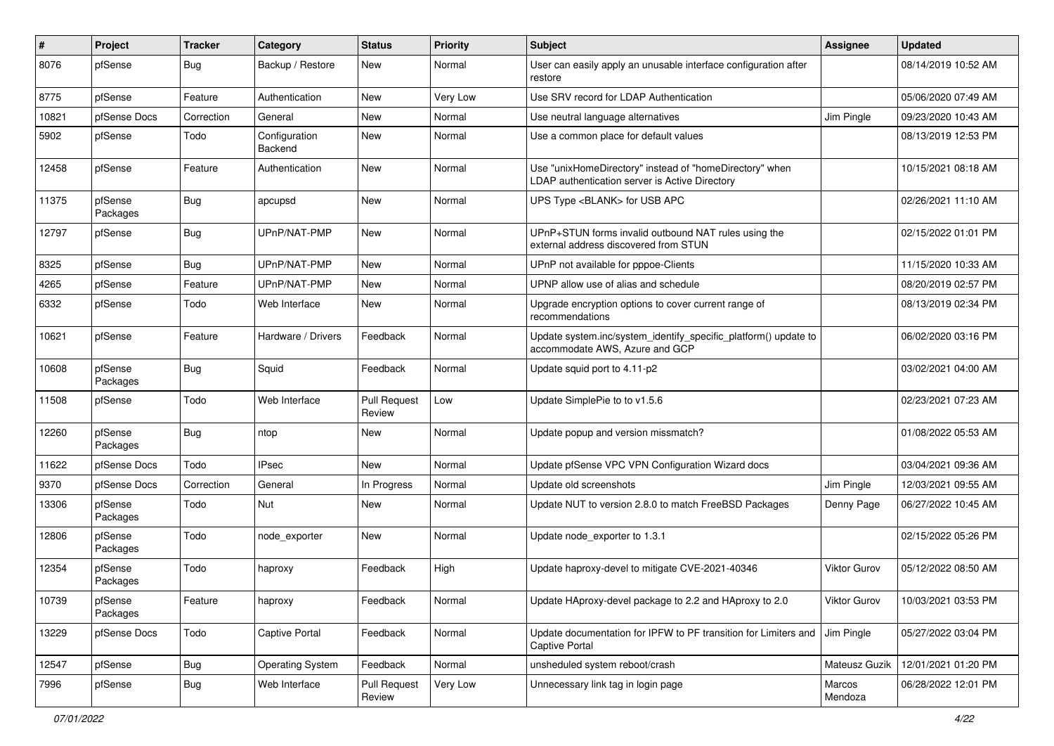| # | Project | Tracker | Category | Status | Priority | Subject | Assignee | Updated |
|---|---|---|---|---|---|---|---|---|
| 8076 | pfSense | Bug | Backup / Restore | New | Normal | User can easily apply an unusable interface configuration after restore | | 08/14/2019 10:52 AM |
| 8775 | pfSense | Feature | Authentication | New | Very Low | Use SRV record for LDAP Authentication | | 05/06/2020 07:49 AM |
| 10821 | pfSense Docs | Correction | General | New | Normal | Use neutral language alternatives | Jim Pingle | 09/23/2020 10:43 AM |
| 5902 | pfSense | Todo | Configuration Backend | New | Normal | Use a common place for default values | | 08/13/2019 12:53 PM |
| 12458 | pfSense | Feature | Authentication | New | Normal | Use "unixHomeDirectory" instead of "homeDirectory" when LDAP authentication server is Active Directory | | 10/15/2021 08:18 AM |
| 11375 | pfSense Packages | Bug | apcupsd | New | Normal | UPS Type <BLANK> for USB APC | | 02/26/2021 11:10 AM |
| 12797 | pfSense | Bug | UPnP/NAT-PMP | New | Normal | UPnP+STUN forms invalid outbound NAT rules using the external address discovered from STUN | | 02/15/2022 01:01 PM |
| 8325 | pfSense | Bug | UPnP/NAT-PMP | New | Normal | UPnP not available for pppoe-Clients | | 11/15/2020 10:33 AM |
| 4265 | pfSense | Feature | UPnP/NAT-PMP | New | Normal | UPNP allow use of alias and schedule | | 08/20/2019 02:57 PM |
| 6332 | pfSense | Todo | Web Interface | New | Normal | Upgrade encryption options to cover current range of recommendations | | 08/13/2019 02:34 PM |
| 10621 | pfSense | Feature | Hardware / Drivers | Feedback | Normal | Update system.inc/system_identify_specific_platform() update to accommodate AWS, Azure and GCP | | 06/02/2020 03:16 PM |
| 10608 | pfSense Packages | Bug | Squid | Feedback | Normal | Update squid port to 4.11-p2 | | 03/02/2021 04:00 AM |
| 11508 | pfSense | Todo | Web Interface | Pull Request Review | Low | Update SimplePie to to v1.5.6 | | 02/23/2021 07:23 AM |
| 12260 | pfSense Packages | Bug | ntop | New | Normal | Update popup and version missmatch? | | 01/08/2022 05:53 AM |
| 11622 | pfSense Docs | Todo | IPsec | New | Normal | Update pfSense VPC VPN Configuration Wizard docs | | 03/04/2021 09:36 AM |
| 9370 | pfSense Docs | Correction | General | In Progress | Normal | Update old screenshots | Jim Pingle | 12/03/2021 09:55 AM |
| 13306 | pfSense Packages | Todo | Nut | New | Normal | Update NUT to version 2.8.0 to match FreeBSD Packages | Denny Page | 06/27/2022 10:45 AM |
| 12806 | pfSense Packages | Todo | node_exporter | New | Normal | Update node_exporter to 1.3.1 | | 02/15/2022 05:26 PM |
| 12354 | pfSense Packages | Todo | haproxy | Feedback | High | Update haproxy-devel to mitigate CVE-2021-40346 | Viktor Gurov | 05/12/2022 08:50 AM |
| 10739 | pfSense Packages | Feature | haproxy | Feedback | Normal | Update HAproxy-devel package to 2.2 and HAproxy to 2.0 | Viktor Gurov | 10/03/2021 03:53 PM |
| 13229 | pfSense Docs | Todo | Captive Portal | Feedback | Normal | Update documentation for IPFW to PF transition for Limiters and Captive Portal | Jim Pingle | 05/27/2022 03:04 PM |
| 12547 | pfSense | Bug | Operating System | Feedback | Normal | unsheduled system reboot/crash | Mateusz Guzik | 12/01/2021 01:20 PM |
| 7996 | pfSense | Bug | Web Interface | Pull Request Review | Very Low | Unnecessary link tag in login page | Marcos Mendoza | 06/28/2022 12:01 PM |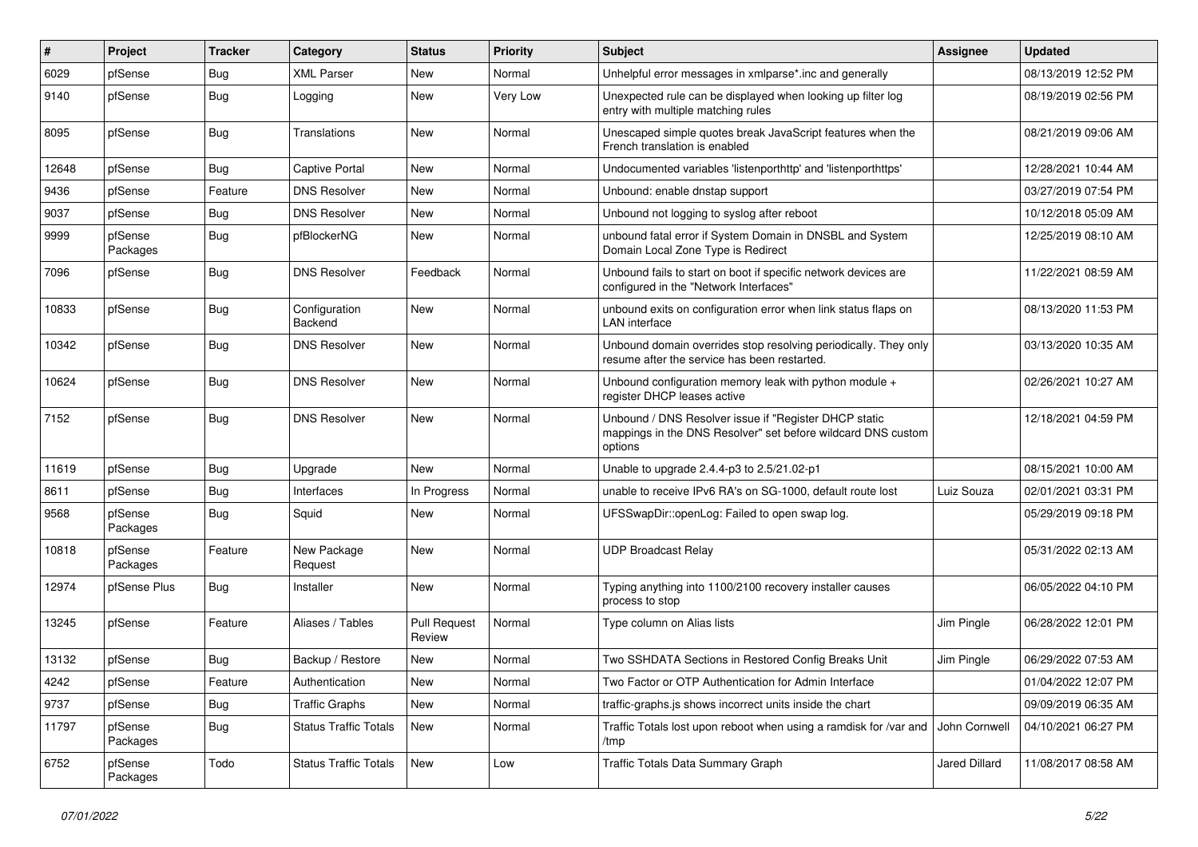| # | Project | Tracker | Category | Status | Priority | Subject | Assignee | Updated |
|---|---|---|---|---|---|---|---|---|
| 6029 | pfSense | Bug | XML Parser | New | Normal | Unhelpful error messages in xmlparse*.inc and generally | | 08/13/2019 12:52 PM |
| 9140 | pfSense | Bug | Logging | New | Very Low | Unexpected rule can be displayed when looking up filter log entry with multiple matching rules | | 08/19/2019 02:56 PM |
| 8095 | pfSense | Bug | Translations | New | Normal | Unescaped simple quotes break JavaScript features when the French translation is enabled | | 08/21/2019 09:06 AM |
| 12648 | pfSense | Bug | Captive Portal | New | Normal | Undocumented variables 'listenporthttp' and 'listenporthttps' | | 12/28/2021 10:44 AM |
| 9436 | pfSense | Feature | DNS Resolver | New | Normal | Unbound: enable dnstap support | | 03/27/2019 07:54 PM |
| 9037 | pfSense | Bug | DNS Resolver | New | Normal | Unbound not logging to syslog after reboot | | 10/12/2018 05:09 AM |
| 9999 | pfSense Packages | Bug | pfBlockerNG | New | Normal | unbound fatal error if System Domain in DNSBL and System Domain Local Zone Type is Redirect | | 12/25/2019 08:10 AM |
| 7096 | pfSense | Bug | DNS Resolver | Feedback | Normal | Unbound fails to start on boot if specific network devices are configured in the "Network Interfaces" | | 11/22/2021 08:59 AM |
| 10833 | pfSense | Bug | Configuration Backend | New | Normal | unbound exits on configuration error when link status flaps on LAN interface | | 08/13/2020 11:53 PM |
| 10342 | pfSense | Bug | DNS Resolver | New | Normal | Unbound domain overrides stop resolving periodically. They only resume after the service has been restarted. | | 03/13/2020 10:35 AM |
| 10624 | pfSense | Bug | DNS Resolver | New | Normal | Unbound configuration memory leak with python module + register DHCP leases active | | 02/26/2021 10:27 AM |
| 7152 | pfSense | Bug | DNS Resolver | New | Normal | Unbound / DNS Resolver issue if "Register DHCP static mappings in the DNS Resolver" set before wildcard DNS custom options | | 12/18/2021 04:59 PM |
| 11619 | pfSense | Bug | Upgrade | New | Normal | Unable to upgrade 2.4.4-p3 to 2.5/21.02-p1 | | 08/15/2021 10:00 AM |
| 8611 | pfSense | Bug | Interfaces | In Progress | Normal | unable to receive IPv6 RA's on SG-1000, default route lost | Luiz Souza | 02/01/2021 03:31 PM |
| 9568 | pfSense Packages | Bug | Squid | New | Normal | UFSSwapDir::openLog: Failed to open swap log. | | 05/29/2019 09:18 PM |
| 10818 | pfSense Packages | Feature | New Package Request | New | Normal | UDP Broadcast Relay | | 05/31/2022 02:13 AM |
| 12974 | pfSense Plus | Bug | Installer | New | Normal | Typing anything into 1100/2100 recovery installer causes process to stop | | 06/05/2022 04:10 PM |
| 13245 | pfSense | Feature | Aliases / Tables | Pull Request Review | Normal | Type column on Alias lists | Jim Pingle | 06/28/2022 12:01 PM |
| 13132 | pfSense | Bug | Backup / Restore | New | Normal | Two SSHDATA Sections in Restored Config Breaks Unit | Jim Pingle | 06/29/2022 07:53 AM |
| 4242 | pfSense | Feature | Authentication | New | Normal | Two Factor or OTP Authentication for Admin Interface | | 01/04/2022 12:07 PM |
| 9737 | pfSense | Bug | Traffic Graphs | New | Normal | traffic-graphs.js shows incorrect units inside the chart | | 09/09/2019 06:35 AM |
| 11797 | pfSense Packages | Bug | Status Traffic Totals | New | Normal | Traffic Totals lost upon reboot when using a ramdisk for /var and /tmp | John Cornwell | 04/10/2021 06:27 PM |
| 6752 | pfSense Packages | Todo | Status Traffic Totals | New | Low | Traffic Totals Data Summary Graph | Jared Dillard | 11/08/2017 08:58 AM |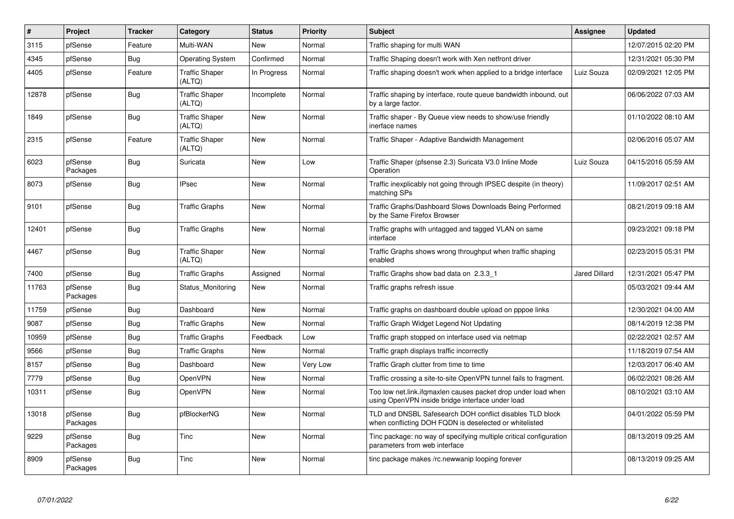| # | Project | Tracker | Category | Status | Priority | Subject | Assignee | Updated |
|---|---|---|---|---|---|---|---|---|
| 3115 | pfSense | Feature | Multi-WAN | New | Normal | Traffic shaping for multi WAN | | 12/07/2015 02:20 PM |
| 4345 | pfSense | Bug | Operating System | Confirmed | Normal | Traffic Shaping doesn't work with Xen netfront driver | | 12/31/2021 05:30 PM |
| 4405 | pfSense | Feature | Traffic Shaper (ALTQ) | In Progress | Normal | Traffic shaping doesn't work when applied to a bridge interface | Luiz Souza | 02/09/2021 12:05 PM |
| 12878 | pfSense | Bug | Traffic Shaper (ALTQ) | Incomplete | Normal | Traffic shaping by interface, route queue bandwidth inbound, out by a large factor. | | 06/06/2022 07:03 AM |
| 1849 | pfSense | Bug | Traffic Shaper (ALTQ) | New | Normal | Traffic shaper - By Queue view needs to show/use friendly inerface names | | 01/10/2022 08:10 AM |
| 2315 | pfSense | Feature | Traffic Shaper (ALTQ) | New | Normal | Traffic Shaper - Adaptive Bandwidth Management | | 02/06/2016 05:07 AM |
| 6023 | pfSense Packages | Bug | Suricata | New | Low | Traffic Shaper (pfsense 2.3) Suricata V3.0 Inline Mode Operation | Luiz Souza | 04/15/2016 05:59 AM |
| 8073 | pfSense | Bug | IPsec | New | Normal | Traffic inexplicably not going through IPSEC despite (in theory) matching SPs | | 11/09/2017 02:51 AM |
| 9101 | pfSense | Bug | Traffic Graphs | New | Normal | Traffic Graphs/Dashboard Slows Downloads Being Performed by the Same Firefox Browser | | 08/21/2019 09:18 AM |
| 12401 | pfSense | Bug | Traffic Graphs | New | Normal | Traffic graphs with untagged and tagged VLAN on same interface | | 09/23/2021 09:18 PM |
| 4467 | pfSense | Bug | Traffic Shaper (ALTQ) | New | Normal | Traffic Graphs shows wrong throughput when traffic shaping enabled | | 02/23/2015 05:31 PM |
| 7400 | pfSense | Bug | Traffic Graphs | Assigned | Normal | Traffic Graphs show bad data on 2.3.3_1 | Jared Dillard | 12/31/2021 05:47 PM |
| 11763 | pfSense Packages | Bug | Status_Monitoring | New | Normal | Traffic graphs refresh issue | | 05/03/2021 09:44 AM |
| 11759 | pfSense | Bug | Dashboard | New | Normal | Traffic graphs on dashboard double upload on pppoe links | | 12/30/2021 04:00 AM |
| 9087 | pfSense | Bug | Traffic Graphs | New | Normal | Traffic Graph Widget Legend Not Updating | | 08/14/2019 12:38 PM |
| 10959 | pfSense | Bug | Traffic Graphs | Feedback | Low | Traffic graph stopped on interface used via netmap | | 02/22/2021 02:57 AM |
| 9566 | pfSense | Bug | Traffic Graphs | New | Normal | Traffic graph displays traffic incorrectly | | 11/18/2019 07:54 AM |
| 8157 | pfSense | Bug | Dashboard | New | Very Low | Traffic Graph clutter from time to time | | 12/03/2017 06:40 AM |
| 7779 | pfSense | Bug | OpenVPN | New | Normal | Traffic crossing a site-to-site OpenVPN tunnel fails to fragment. | | 06/02/2021 08:26 AM |
| 10311 | pfSense | Bug | OpenVPN | New | Normal | Too low net.link.ifqmaxlen causes packet drop under load when using OpenVPN inside bridge interface under load | | 08/10/2021 03:10 AM |
| 13018 | pfSense Packages | Bug | pfBlockerNG | New | Normal | TLD and DNSBL Safesearch DOH conflict disables TLD block when conflicting DOH FQDN is deselected or whitelisted | | 04/01/2022 05:59 PM |
| 9229 | pfSense Packages | Bug | Tinc | New | Normal | Tinc package: no way of specifying multiple critical configuration parameters from web interface | | 08/13/2019 09:25 AM |
| 8909 | pfSense Packages | Bug | Tinc | New | Normal | tinc package makes /rc.newwanip looping forever | | 08/13/2019 09:25 AM |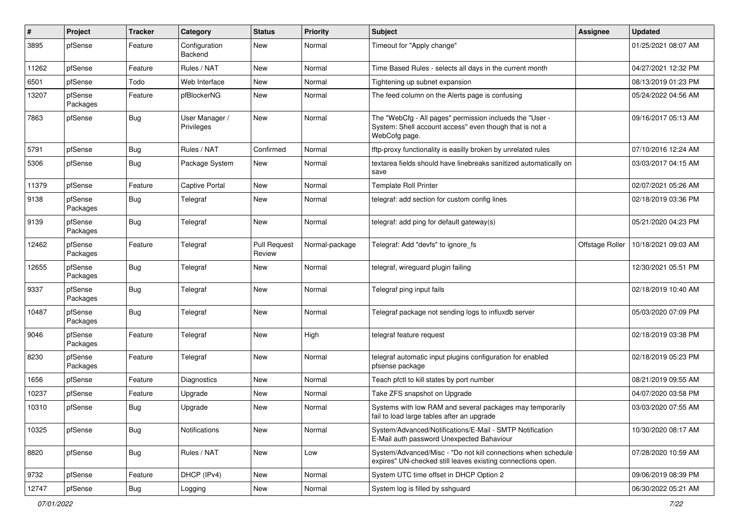| # | Project | Tracker | Category | Status | Priority | Subject | Assignee | Updated |
|---|---|---|---|---|---|---|---|---|
| 3895 | pfSense | Feature | Configuration Backend | New | Normal | Timeout for "Apply change" | | 01/25/2021 08:07 AM |
| 11262 | pfSense | Feature | Rules / NAT | New | Normal | Time Based Rules - selects all days in the current month | | 04/27/2021 12:32 PM |
| 6501 | pfSense | Todo | Web Interface | New | Normal | Tightening up subnet expansion | | 08/13/2019 01:23 PM |
| 13207 | pfSense Packages | Feature | pfBlockerNG | New | Normal | The feed column on the Alerts page is confusing | | 05/24/2022 04:56 AM |
| 7863 | pfSense | Bug | User Manager / Privileges | New | Normal | The "WebCfg - All pages" permission inclueds the "User - System: Shell account access" even though that is not a WebCofg page. | | 09/16/2017 05:13 AM |
| 5791 | pfSense | Bug | Rules / NAT | Confirmed | Normal | tftp-proxy functionality is easilly broken by unrelated rules | | 07/10/2016 12:24 AM |
| 5306 | pfSense | Bug | Package System | New | Normal | textarea fields should have linebreaks sanitized automatically on save | | 03/03/2017 04:15 AM |
| 11379 | pfSense | Feature | Captive Portal | New | Normal | Template Roll Printer | | 02/07/2021 05:26 AM |
| 9138 | pfSense Packages | Bug | Telegraf | New | Normal | telegraf: add section for custom config lines | | 02/18/2019 03:36 PM |
| 9139 | pfSense Packages | Bug | Telegraf | New | Normal | telegraf: add ping for default gateway(s) | | 05/21/2020 04:23 PM |
| 12462 | pfSense Packages | Feature | Telegraf | Pull Request Review | Normal-package | Telegraf: Add "devfs" to ignore_fs | Offstage Roller | 10/18/2021 09:03 AM |
| 12655 | pfSense Packages | Bug | Telegraf | New | Normal | telegraf, wireguard plugin failing | | 12/30/2021 05:51 PM |
| 9337 | pfSense Packages | Bug | Telegraf | New | Normal | Telegraf ping input fails | | 02/18/2019 10:40 AM |
| 10487 | pfSense Packages | Bug | Telegraf | New | Normal | Telegraf package not sending logs to influxdb server | | 05/03/2020 07:09 PM |
| 9046 | pfSense Packages | Feature | Telegraf | New | High | telegraf feature request | | 02/18/2019 03:38 PM |
| 8230 | pfSense Packages | Feature | Telegraf | New | Normal | telegraf automatic input plugins configuration for enabled pfsense package | | 02/18/2019 05:23 PM |
| 1656 | pfSense | Feature | Diagnostics | New | Normal | Teach pfctl to kill states by port number | | 08/21/2019 09:55 AM |
| 10237 | pfSense | Feature | Upgrade | New | Normal | Take ZFS snapshot on Upgrade | | 04/07/2020 03:58 PM |
| 10310 | pfSense | Bug | Upgrade | New | Normal | Systems with low RAM and several packages may temporarily fail to load large tables after an upgrade | | 03/03/2020 07:55 AM |
| 10325 | pfSense | Bug | Notifications | New | Normal | System/Advanced/Notifications/E-Mail - SMTP Notification E-Mail auth password Unexpected Bahaviour | | 10/30/2020 08:17 AM |
| 8820 | pfSense | Bug | Rules / NAT | New | Low | System/Advanced/Misc - "Do not kill connections when schedule expires" UN-checked still leaves existing connections open. | | 07/28/2020 10:59 AM |
| 9732 | pfSense | Feature | DHCP (IPv4) | New | Normal | System UTC time offset in DHCP Option 2 | | 09/06/2019 08:39 PM |
| 12747 | pfSense | Bug | Logging | New | Normal | System log is filled by sshguard | | 06/30/2022 05:21 AM |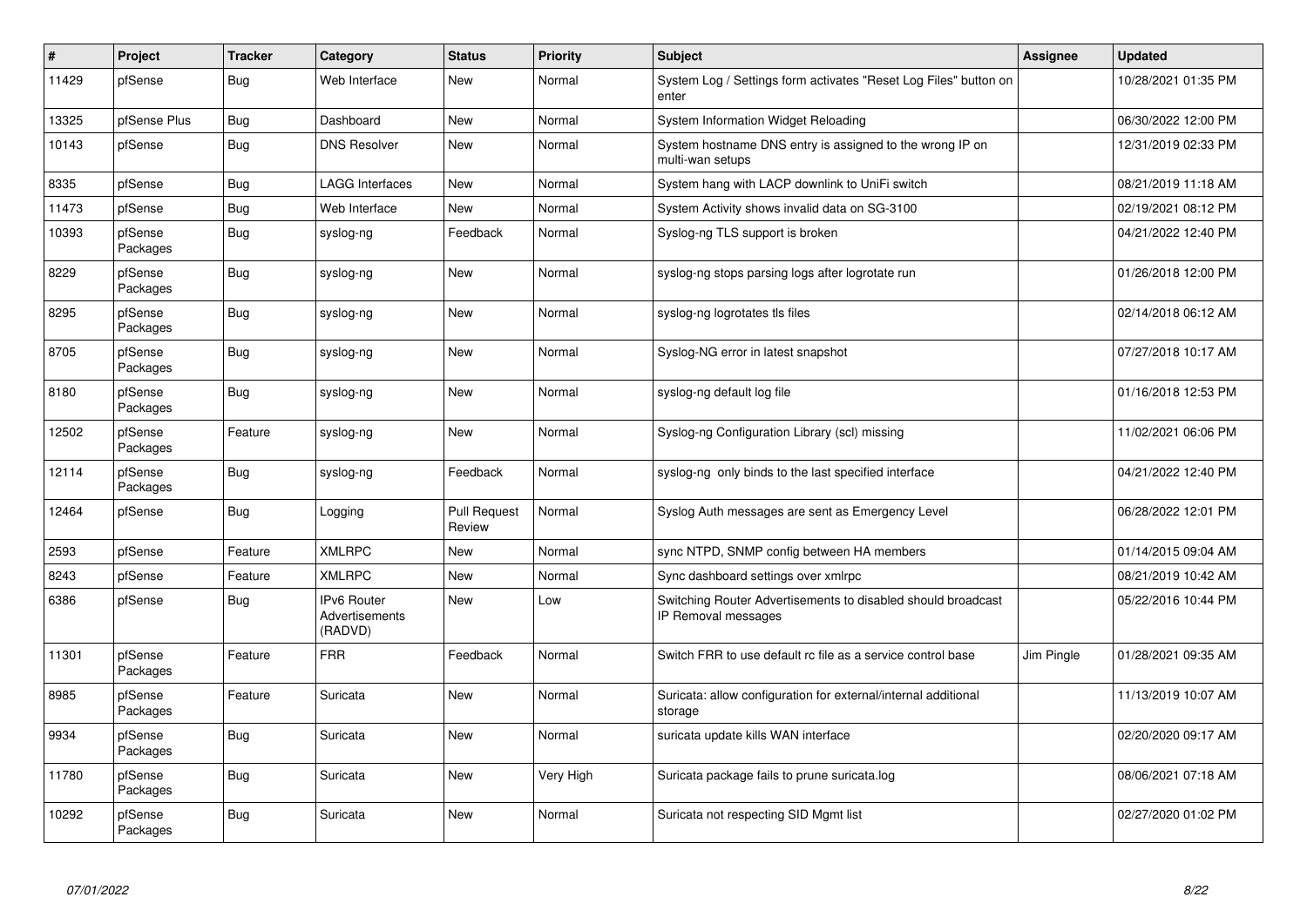| # | Project | Tracker | Category | Status | Priority | Subject | Assignee | Updated |
|---|---|---|---|---|---|---|---|---|
| 11429 | pfSense | Bug | Web Interface | New | Normal | System Log / Settings form activates "Reset Log Files" button on enter | | 10/28/2021 01:35 PM |
| 13325 | pfSense Plus | Bug | Dashboard | New | Normal | System Information Widget Reloading | | 06/30/2022 12:00 PM |
| 10143 | pfSense | Bug | DNS Resolver | New | Normal | System hostname DNS entry is assigned to the wrong IP on multi-wan setups | | 12/31/2019 02:33 PM |
| 8335 | pfSense | Bug | LAGG Interfaces | New | Normal | System hang with LACP downlink to UniFi switch | | 08/21/2019 11:18 AM |
| 11473 | pfSense | Bug | Web Interface | New | Normal | System Activity shows invalid data on SG-3100 | | 02/19/2021 08:12 PM |
| 10393 | pfSense Packages | Bug | syslog-ng | Feedback | Normal | Syslog-ng TLS support is broken | | 04/21/2022 12:40 PM |
| 8229 | pfSense Packages | Bug | syslog-ng | New | Normal | syslog-ng stops parsing logs after logrotate run | | 01/26/2018 12:00 PM |
| 8295 | pfSense Packages | Bug | syslog-ng | New | Normal | syslog-ng logrotates tls files | | 02/14/2018 06:12 AM |
| 8705 | pfSense Packages | Bug | syslog-ng | New | Normal | Syslog-NG error in latest snapshot | | 07/27/2018 10:17 AM |
| 8180 | pfSense Packages | Bug | syslog-ng | New | Normal | syslog-ng default log file | | 01/16/2018 12:53 PM |
| 12502 | pfSense Packages | Feature | syslog-ng | New | Normal | Syslog-ng Configuration Library (scl) missing | | 11/02/2021 06:06 PM |
| 12114 | pfSense Packages | Bug | syslog-ng | Feedback | Normal | syslog-ng only binds to the last specified interface | | 04/21/2022 12:40 PM |
| 12464 | pfSense | Bug | Logging | Pull Request Review | Normal | Syslog Auth messages are sent as Emergency Level | | 06/28/2022 12:01 PM |
| 2593 | pfSense | Feature | XMLRPC | New | Normal | sync NTPD, SNMP config between HA members | | 01/14/2015 09:04 AM |
| 8243 | pfSense | Feature | XMLRPC | New | Normal | Sync dashboard settings over xmlrpc | | 08/21/2019 10:42 AM |
| 6386 | pfSense | Bug | IPv6 Router Advertisements (RADVD) | New | Low | Switching Router Advertisements to disabled should broadcast IP Removal messages | | 05/22/2016 10:44 PM |
| 11301 | pfSense Packages | Feature | FRR | Feedback | Normal | Switch FRR to use default rc file as a service control base | Jim Pingle | 01/28/2021 09:35 AM |
| 8985 | pfSense Packages | Feature | Suricata | New | Normal | Suricata: allow configuration for external/internal additional storage | | 11/13/2019 10:07 AM |
| 9934 | pfSense Packages | Bug | Suricata | New | Normal | suricata update kills WAN interface | | 02/20/2020 09:17 AM |
| 11780 | pfSense Packages | Bug | Suricata | New | Very High | Suricata package fails to prune suricata.log | | 08/06/2021 07:18 AM |
| 10292 | pfSense Packages | Bug | Suricata | New | Normal | Suricata not respecting SID Mgmt list | | 02/27/2020 01:02 PM |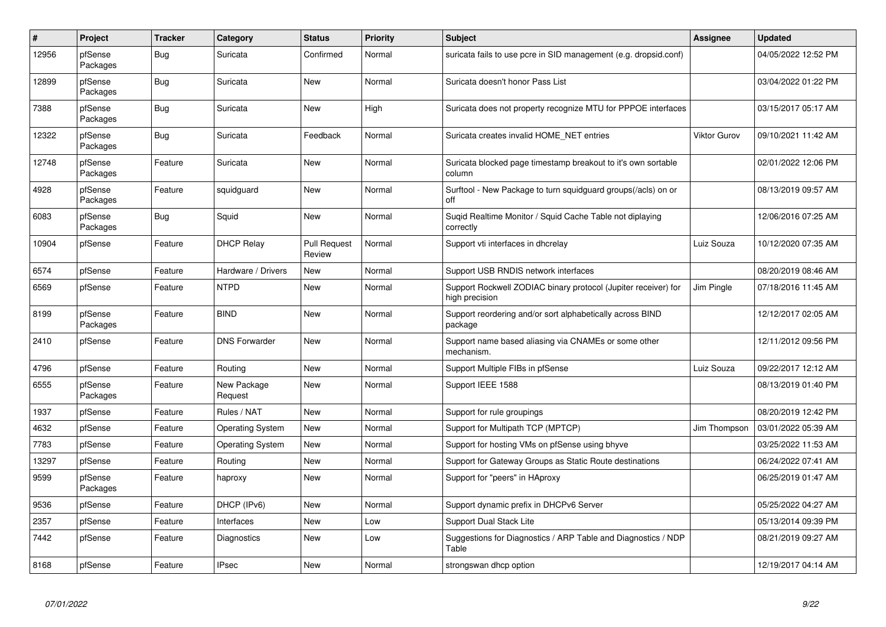| # | Project | Tracker | Category | Status | Priority | Subject | Assignee | Updated |
|---|---|---|---|---|---|---|---|---|
| 12956 | pfSense Packages | Bug | Suricata | Confirmed | Normal | suricata fails to use pcre in SID management (e.g. dropsid.conf) | | 04/05/2022 12:52 PM |
| 12899 | pfSense Packages | Bug | Suricata | New | Normal | Suricata doesn't honor Pass List | | 03/04/2022 01:22 PM |
| 7388 | pfSense Packages | Bug | Suricata | New | High | Suricata does not property recognize MTU for PPPOE interfaces | | 03/15/2017 05:17 AM |
| 12322 | pfSense Packages | Bug | Suricata | Feedback | Normal | Suricata creates invalid HOME_NET entries | Viktor Gurov | 09/10/2021 11:42 AM |
| 12748 | pfSense Packages | Feature | Suricata | New | Normal | Suricata blocked page timestamp breakout to it's own sortable column | | 02/01/2022 12:06 PM |
| 4928 | pfSense Packages | Feature | squidguard | New | Normal | Surftool - New Package to turn squidguard groups(/acls) on or off | | 08/13/2019 09:57 AM |
| 6083 | pfSense Packages | Bug | Squid | New | Normal | Suqid Realtime Monitor / Squid Cache Table not diplaying correctly | | 12/06/2016 07:25 AM |
| 10904 | pfSense | Feature | DHCP Relay | Pull Request Review | Normal | Support vti interfaces in dhcrelay | Luiz Souza | 10/12/2020 07:35 AM |
| 6574 | pfSense | Feature | Hardware / Drivers | New | Normal | Support USB RNDIS network interfaces | | 08/20/2019 08:46 AM |
| 6569 | pfSense | Feature | NTPD | New | Normal | Support Rockwell ZODIAC binary protocol (Jupiter receiver) for high precision | Jim Pingle | 07/18/2016 11:45 AM |
| 8199 | pfSense Packages | Feature | BIND | New | Normal | Support reordering and/or sort alphabetically across BIND package | | 12/12/2017 02:05 AM |
| 2410 | pfSense | Feature | DNS Forwarder | New | Normal | Support name based aliasing via CNAMEs or some other mechanism. | | 12/11/2012 09:56 PM |
| 4796 | pfSense | Feature | Routing | New | Normal | Support Multiple FIBs in pfSense | Luiz Souza | 09/22/2017 12:12 AM |
| 6555 | pfSense Packages | Feature | New Package Request | New | Normal | Support IEEE 1588 | | 08/13/2019 01:40 PM |
| 1937 | pfSense | Feature | Rules / NAT | New | Normal | Support for rule groupings | | 08/20/2019 12:42 PM |
| 4632 | pfSense | Feature | Operating System | New | Normal | Support for Multipath TCP (MPTCP) | Jim Thompson | 03/01/2022 05:39 AM |
| 7783 | pfSense | Feature | Operating System | New | Normal | Support for hosting VMs on pfSense using bhyve | | 03/25/2022 11:53 AM |
| 13297 | pfSense | Feature | Routing | New | Normal | Support for Gateway Groups as Static Route destinations | | 06/24/2022 07:41 AM |
| 9599 | pfSense Packages | Feature | haproxy | New | Normal | Support for "peers" in HAproxy | | 06/25/2019 01:47 AM |
| 9536 | pfSense | Feature | DHCP (IPv6) | New | Normal | Support dynamic prefix in DHCPv6 Server | | 05/25/2022 04:27 AM |
| 2357 | pfSense | Feature | Interfaces | New | Low | Support Dual Stack Lite | | 05/13/2014 09:39 PM |
| 7442 | pfSense | Feature | Diagnostics | New | Low | Suggestions for Diagnostics / ARP Table and Diagnostics / NDP Table | | 08/21/2019 09:27 AM |
| 8168 | pfSense | Feature | IPsec | New | Normal | strongswan dhcp option | | 12/19/2017 04:14 AM |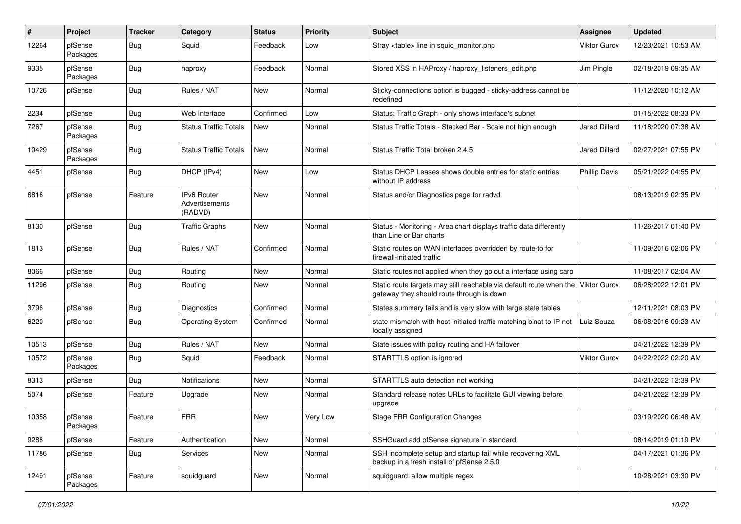| # | Project | Tracker | Category | Status | Priority | Subject | Assignee | Updated |
|---|---|---|---|---|---|---|---|---|
| 12264 | pfSense Packages | Bug | Squid | Feedback | Low | Stray <table> line in squid_monitor.php | Viktor Gurov | 12/23/2021 10:53 AM |
| 9335 | pfSense Packages | Bug | haproxy | Feedback | Normal | Stored XSS in HAProxy / haproxy_listeners_edit.php | Jim Pingle | 02/18/2019 09:35 AM |
| 10726 | pfSense | Bug | Rules / NAT | New | Normal | Sticky-connections option is bugged - sticky-address cannot be redefined | | 11/12/2020 10:12 AM |
| 2234 | pfSense | Bug | Web Interface | Confirmed | Low | Status: Traffic Graph - only shows interface's subnet | | 01/15/2022 08:33 PM |
| 7267 | pfSense Packages | Bug | Status Traffic Totals | New | Normal | Status Traffic Totals - Stacked Bar - Scale not high enough | Jared Dillard | 11/18/2020 07:38 AM |
| 10429 | pfSense Packages | Bug | Status Traffic Totals | New | Normal | Status Traffic Total broken 2.4.5 | Jared Dillard | 02/27/2021 07:55 PM |
| 4451 | pfSense | Bug | DHCP (IPv4) | New | Low | Status DHCP Leases shows double entries for static entries without IP address | Phillip Davis | 05/21/2022 04:55 PM |
| 6816 | pfSense | Feature | IPv6 Router Advertisements (RADVD) | New | Normal | Status and/or Diagnostics page for radvd | | 08/13/2019 02:35 PM |
| 8130 | pfSense | Bug | Traffic Graphs | New | Normal | Status - Monitoring - Area chart displays traffic data differently than Line or Bar charts | | 11/26/2017 01:40 PM |
| 1813 | pfSense | Bug | Rules / NAT | Confirmed | Normal | Static routes on WAN interfaces overridden by route-to for firewall-initiated traffic | | 11/09/2016 02:06 PM |
| 8066 | pfSense | Bug | Routing | New | Normal | Static routes not applied when they go out a interface using carp | | 11/08/2017 02:04 AM |
| 11296 | pfSense | Bug | Routing | New | Normal | Static route targets may still reachable via default route when the gateway they should route through is down | Viktor Gurov | 06/28/2022 12:01 PM |
| 3796 | pfSense | Bug | Diagnostics | Confirmed | Normal | States summary fails and is very slow with large state tables | | 12/11/2021 08:03 PM |
| 6220 | pfSense | Bug | Operating System | Confirmed | Normal | state mismatch with host-initiated traffic matching binat to IP not locally assigned | Luiz Souza | 06/08/2016 09:23 AM |
| 10513 | pfSense | Bug | Rules / NAT | New | Normal | State issues with policy routing and HA failover | | 04/21/2022 12:39 PM |
| 10572 | pfSense Packages | Bug | Squid | Feedback | Normal | STARTTLS option is ignored | Viktor Gurov | 04/22/2022 02:20 AM |
| 8313 | pfSense | Bug | Notifications | New | Normal | STARTTLS auto detection not working | | 04/21/2022 12:39 PM |
| 5074 | pfSense | Feature | Upgrade | New | Normal | Standard release notes URLs to facilitate GUI viewing before upgrade | | 04/21/2022 12:39 PM |
| 10358 | pfSense Packages | Feature | FRR | New | Very Low | Stage FRR Configuration Changes | | 03/19/2020 06:48 AM |
| 9288 | pfSense | Feature | Authentication | New | Normal | SSHGuard add pfSense signature in standard | | 08/14/2019 01:19 PM |
| 11786 | pfSense | Bug | Services | New | Normal | SSH incomplete setup and startup fail while recovering XML backup in a fresh install of pfSense 2.5.0 | | 04/17/2021 01:36 PM |
| 12491 | pfSense Packages | Feature | squidguard | New | Normal | squidguard: allow multiple regex | | 10/28/2021 03:30 PM |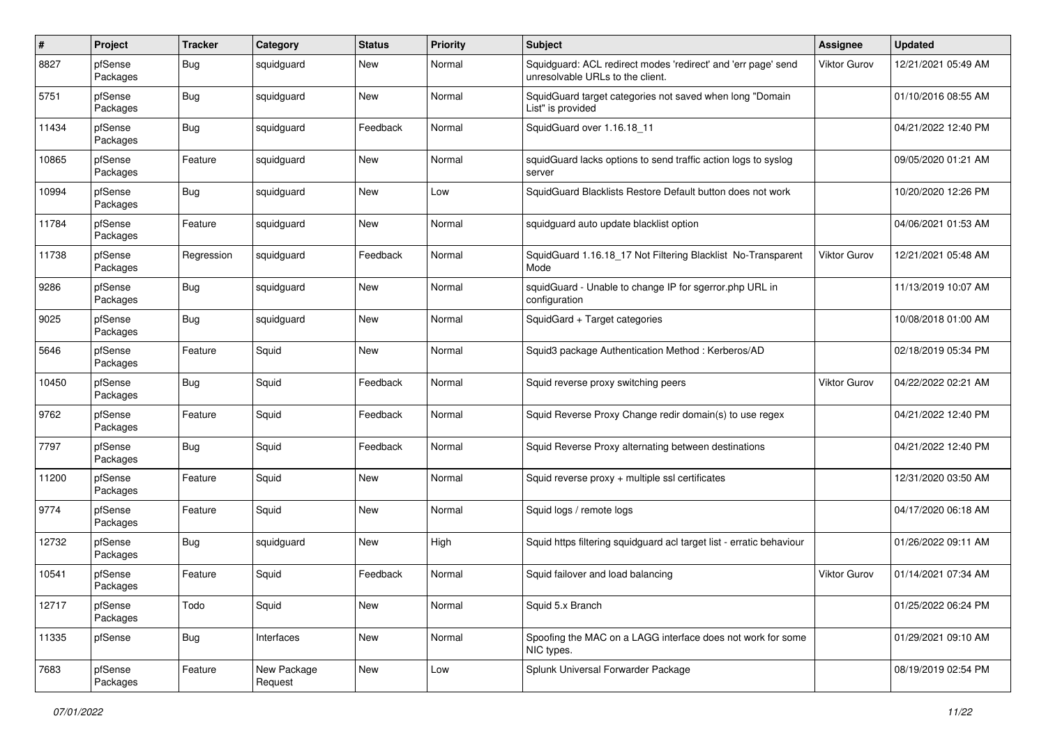| # | Project | Tracker | Category | Status | Priority | Subject | Assignee | Updated |
|---|---|---|---|---|---|---|---|---|
| 8827 | pfSense Packages | Bug | squidguard | New | Normal | Squidguard: ACL redirect modes 'redirect' and 'err page' send unresolvable URLs to the client. | Viktor Gurov | 12/21/2021 05:49 AM |
| 5751 | pfSense Packages | Bug | squidguard | New | Normal | SquidGuard target categories not saved when long "Domain List" is provided | | 01/10/2016 08:55 AM |
| 11434 | pfSense Packages | Bug | squidguard | Feedback | Normal | SquidGuard over 1.16.18_11 | | 04/21/2022 12:40 PM |
| 10865 | pfSense Packages | Feature | squidguard | New | Normal | squidGuard lacks options to send traffic action logs to syslog server | | 09/05/2020 01:21 AM |
| 10994 | pfSense Packages | Bug | squidguard | New | Low | SquidGuard Blacklists Restore Default button does not work | | 10/20/2020 12:26 PM |
| 11784 | pfSense Packages | Feature | squidguard | New | Normal | squidguard auto update blacklist option | | 04/06/2021 01:53 AM |
| 11738 | pfSense Packages | Regression | squidguard | Feedback | Normal | SquidGuard 1.16.18_17 Not Filtering Blacklist No-Transparent Mode | Viktor Gurov | 12/21/2021 05:48 AM |
| 9286 | pfSense Packages | Bug | squidguard | New | Normal | squidGuard - Unable to change IP for sgerror.php URL in configuration | | 11/13/2019 10:07 AM |
| 9025 | pfSense Packages | Bug | squidguard | New | Normal | SquidGard + Target categories | | 10/08/2018 01:00 AM |
| 5646 | pfSense Packages | Feature | Squid | New | Normal | Squid3 package Authentication Method : Kerberos/AD | | 02/18/2019 05:34 PM |
| 10450 | pfSense Packages | Bug | Squid | Feedback | Normal | Squid reverse proxy switching peers | Viktor Gurov | 04/22/2022 02:21 AM |
| 9762 | pfSense Packages | Feature | Squid | Feedback | Normal | Squid Reverse Proxy Change redir domain(s) to use regex | | 04/21/2022 12:40 PM |
| 7797 | pfSense Packages | Bug | Squid | Feedback | Normal | Squid Reverse Proxy alternating between destinations | | 04/21/2022 12:40 PM |
| 11200 | pfSense Packages | Feature | Squid | New | Normal | Squid reverse proxy + multiple ssl certificates | | 12/31/2020 03:50 AM |
| 9774 | pfSense Packages | Feature | Squid | New | Normal | Squid logs / remote logs | | 04/17/2020 06:18 AM |
| 12732 | pfSense Packages | Bug | squidguard | New | High | Squid https filtering squidguard acl target list - erratic behaviour | | 01/26/2022 09:11 AM |
| 10541 | pfSense Packages | Feature | Squid | Feedback | Normal | Squid failover and load balancing | Viktor Gurov | 01/14/2021 07:34 AM |
| 12717 | pfSense Packages | Todo | Squid | New | Normal | Squid 5.x Branch | | 01/25/2022 06:24 PM |
| 11335 | pfSense | Bug | Interfaces | New | Normal | Spoofing the MAC on a LAGG interface does not work for some NIC types. | | 01/29/2021 09:10 AM |
| 7683 | pfSense Packages | Feature | New Package Request | New | Low | Splunk Universal Forwarder Package | | 08/19/2019 02:54 PM |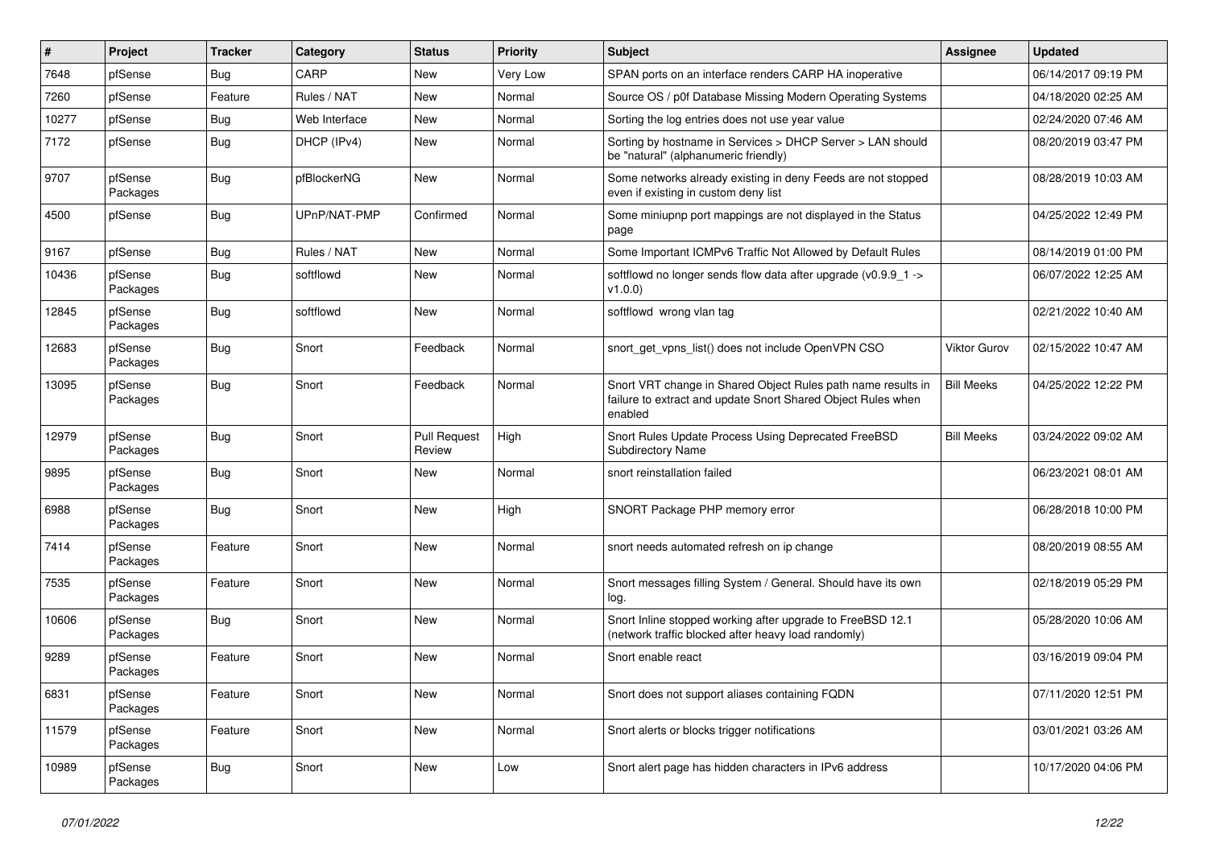| # | Project | Tracker | Category | Status | Priority | Subject | Assignee | Updated |
|---|---|---|---|---|---|---|---|---|
| 7648 | pfSense | Bug | CARP | New | Very Low | SPAN ports on an interface renders CARP HA inoperative | | 06/14/2017 09:19 PM |
| 7260 | pfSense | Feature | Rules / NAT | New | Normal | Source OS / p0f Database Missing Modern Operating Systems | | 04/18/2020 02:25 AM |
| 10277 | pfSense | Bug | Web Interface | New | Normal | Sorting the log entries does not use year value | | 02/24/2020 07:46 AM |
| 7172 | pfSense | Bug | DHCP (IPv4) | New | Normal | Sorting by hostname in Services > DHCP Server > LAN should be "natural" (alphanumeric friendly) | | 08/20/2019 03:47 PM |
| 9707 | pfSense Packages | Bug | pfBlockerNG | New | Normal | Some networks already existing in deny Feeds are not stopped even if existing in custom deny list | | 08/28/2019 10:03 AM |
| 4500 | pfSense | Bug | UPnP/NAT-PMP | Confirmed | Normal | Some miniupnp port mappings are not displayed in the Status page | | 04/25/2022 12:49 PM |
| 9167 | pfSense | Bug | Rules / NAT | New | Normal | Some Important ICMPv6 Traffic Not Allowed by Default Rules | | 08/14/2019 01:00 PM |
| 10436 | pfSense Packages | Bug | softflowd | New | Normal | softflowd no longer sends flow data after upgrade (v0.9.9_1 -> v1.0.0) | | 06/07/2022 12:25 AM |
| 12845 | pfSense Packages | Bug | softflowd | New | Normal | softflowd wrong vlan tag | | 02/21/2022 10:40 AM |
| 12683 | pfSense Packages | Bug | Snort | Feedback | Normal | snort_get_vpns_list() does not include OpenVPN CSO | Viktor Gurov | 02/15/2022 10:47 AM |
| 13095 | pfSense Packages | Bug | Snort | Feedback | Normal | Snort VRT change in Shared Object Rules path name results in failure to extract and update Snort Shared Object Rules when enabled | Bill Meeks | 04/25/2022 12:22 PM |
| 12979 | pfSense Packages | Bug | Snort | Pull Request Review | High | Snort Rules Update Process Using Deprecated FreeBSD Subdirectory Name | Bill Meeks | 03/24/2022 09:02 AM |
| 9895 | pfSense Packages | Bug | Snort | New | Normal | snort reinstallation failed | | 06/23/2021 08:01 AM |
| 6988 | pfSense Packages | Bug | Snort | New | High | SNORT Package PHP memory error | | 06/28/2018 10:00 PM |
| 7414 | pfSense Packages | Feature | Snort | New | Normal | snort needs automated refresh on ip change | | 08/20/2019 08:55 AM |
| 7535 | pfSense Packages | Feature | Snort | New | Normal | Snort messages filling System / General. Should have its own log. | | 02/18/2019 05:29 PM |
| 10606 | pfSense Packages | Bug | Snort | New | Normal | Snort Inline stopped working after upgrade to FreeBSD 12.1 (network traffic blocked after heavy load randomly) | | 05/28/2020 10:06 AM |
| 9289 | pfSense Packages | Feature | Snort | New | Normal | Snort enable react | | 03/16/2019 09:04 PM |
| 6831 | pfSense Packages | Feature | Snort | New | Normal | Snort does not support aliases containing FQDN | | 07/11/2020 12:51 PM |
| 11579 | pfSense Packages | Feature | Snort | New | Normal | Snort alerts or blocks trigger notifications | | 03/01/2021 03:26 AM |
| 10989 | pfSense Packages | Bug | Snort | New | Low | Snort alert page has hidden characters in IPv6 address | | 10/17/2020 04:06 PM |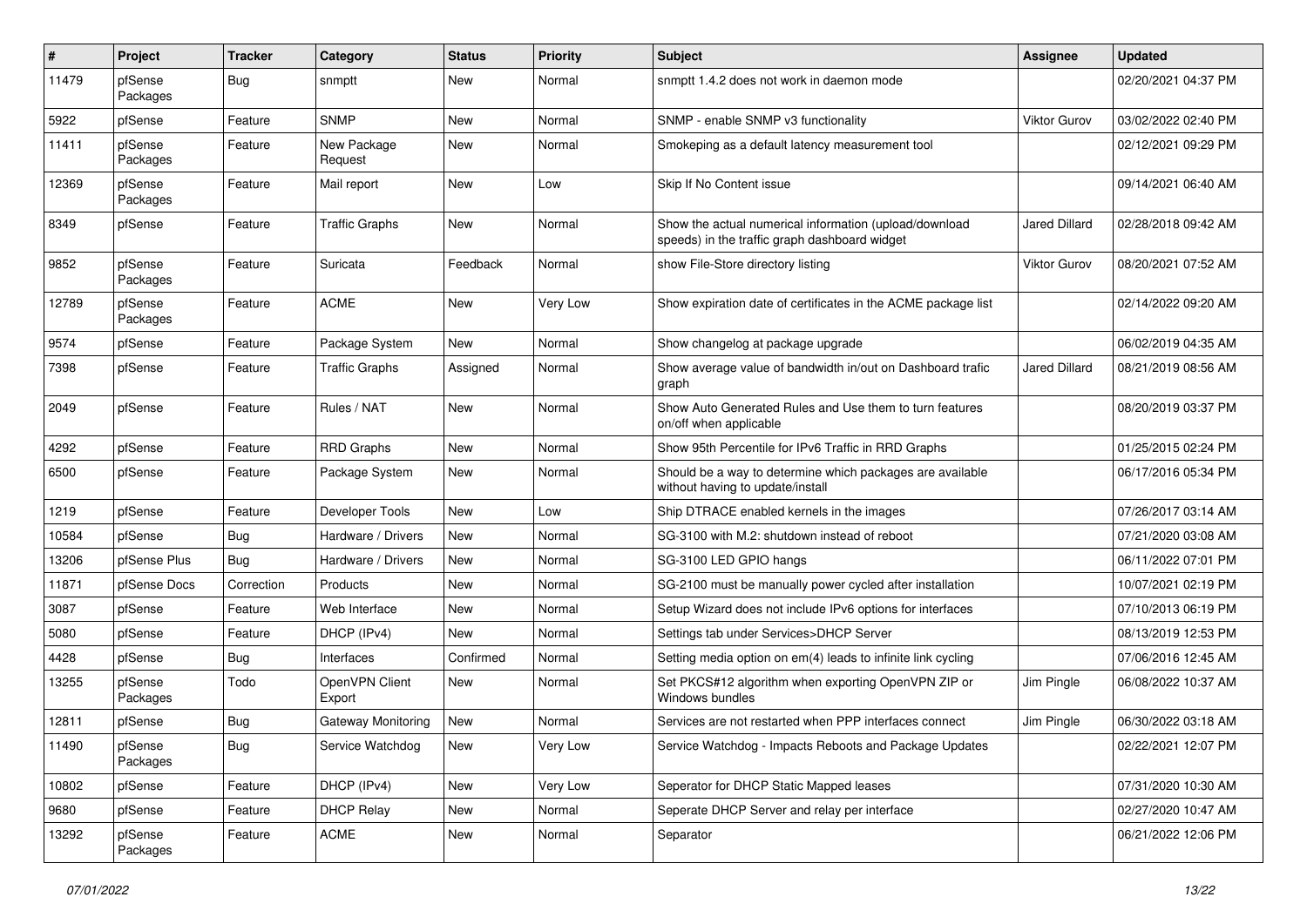| # | Project | Tracker | Category | Status | Priority | Subject | Assignee | Updated |
|---|---|---|---|---|---|---|---|---|
| 11479 | pfSense Packages | Bug | snmptt | New | Normal | snmptt 1.4.2 does not work in daemon mode | | 02/20/2021 04:37 PM |
| 5922 | pfSense | Feature | SNMP | New | Normal | SNMP - enable SNMP v3 functionality | Viktor Gurov | 03/02/2022 02:40 PM |
| 11411 | pfSense Packages | Feature | New Package Request | New | Normal | Smokeping as a default latency measurement tool | | 02/12/2021 09:29 PM |
| 12369 | pfSense Packages | Feature | Mail report | New | Low | Skip If No Content issue | | 09/14/2021 06:40 AM |
| 8349 | pfSense | Feature | Traffic Graphs | New | Normal | Show the actual numerical information (upload/download speeds) in the traffic graph dashboard widget | Jared Dillard | 02/28/2018 09:42 AM |
| 9852 | pfSense Packages | Feature | Suricata | Feedback | Normal | show File-Store directory listing | Viktor Gurov | 08/20/2021 07:52 AM |
| 12789 | pfSense Packages | Feature | ACME | New | Very Low | Show expiration date of certificates in the ACME package list | | 02/14/2022 09:20 AM |
| 9574 | pfSense | Feature | Package System | New | Normal | Show changelog at package upgrade | | 06/02/2019 04:35 AM |
| 7398 | pfSense | Feature | Traffic Graphs | Assigned | Normal | Show average value of bandwidth in/out on Dashboard trafic graph | Jared Dillard | 08/21/2019 08:56 AM |
| 2049 | pfSense | Feature | Rules / NAT | New | Normal | Show Auto Generated Rules and Use them to turn features on/off when applicable | | 08/20/2019 03:37 PM |
| 4292 | pfSense | Feature | RRD Graphs | New | Normal | Show 95th Percentile for IPv6 Traffic in RRD Graphs | | 01/25/2015 02:24 PM |
| 6500 | pfSense | Feature | Package System | New | Normal | Should be a way to determine which packages are available without having to update/install | | 06/17/2016 05:34 PM |
| 1219 | pfSense | Feature | Developer Tools | New | Low | Ship DTRACE enabled kernels in the images | | 07/26/2017 03:14 AM |
| 10584 | pfSense | Bug | Hardware / Drivers | New | Normal | SG-3100 with M.2: shutdown instead of reboot | | 07/21/2020 03:08 AM |
| 13206 | pfSense Plus | Bug | Hardware / Drivers | New | Normal | SG-3100 LED GPIO hangs | | 06/11/2022 07:01 PM |
| 11871 | pfSense Docs | Correction | Products | New | Normal | SG-2100 must be manually power cycled after installation | | 10/07/2021 02:19 PM |
| 3087 | pfSense | Feature | Web Interface | New | Normal | Setup Wizard does not include IPv6 options for interfaces | | 07/10/2013 06:19 PM |
| 5080 | pfSense | Feature | DHCP (IPv4) | New | Normal | Settings tab under Services>DHCP Server | | 08/13/2019 12:53 PM |
| 4428 | pfSense | Bug | Interfaces | Confirmed | Normal | Setting media option on em(4) leads to infinite link cycling | | 07/06/2016 12:45 AM |
| 13255 | pfSense Packages | Todo | OpenVPN Client Export | New | Normal | Set PKCS#12 algorithm when exporting OpenVPN ZIP or Windows bundles | Jim Pingle | 06/08/2022 10:37 AM |
| 12811 | pfSense | Bug | Gateway Monitoring | New | Normal | Services are not restarted when PPP interfaces connect | Jim Pingle | 06/30/2022 03:18 AM |
| 11490 | pfSense Packages | Bug | Service Watchdog | New | Very Low | Service Watchdog - Impacts Reboots and Package Updates | | 02/22/2021 12:07 PM |
| 10802 | pfSense | Feature | DHCP (IPv4) | New | Very Low | Seperator for DHCP Static Mapped leases | | 07/31/2020 10:30 AM |
| 9680 | pfSense | Feature | DHCP Relay | New | Normal | Seperate DHCP Server and relay per interface | | 02/27/2020 10:47 AM |
| 13292 | pfSense Packages | Feature | ACME | New | Normal | Separator | | 06/21/2022 12:06 PM |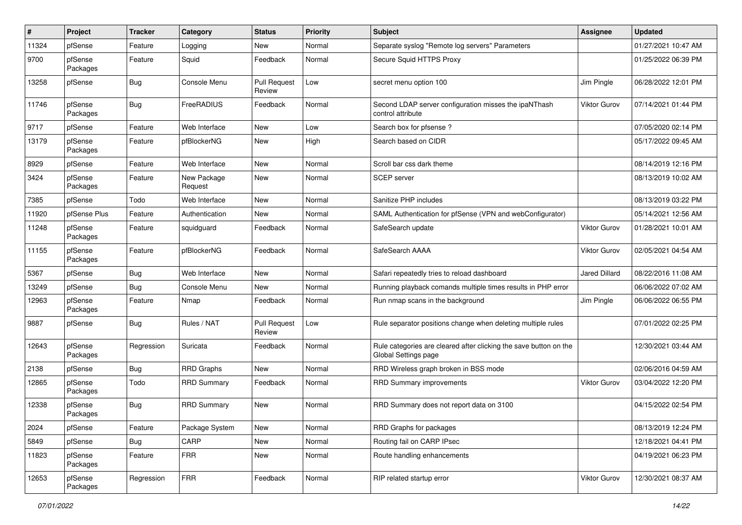| # | Project | Tracker | Category | Status | Priority | Subject | Assignee | Updated |
|---|---|---|---|---|---|---|---|---|
| 11324 | pfSense | Feature | Logging | New | Normal | Separate syslog "Remote log servers" Parameters | | 01/27/2021 10:47 AM |
| 9700 | pfSense Packages | Feature | Squid | Feedback | Normal | Secure Squid HTTPS Proxy | | 01/25/2022 06:39 PM |
| 13258 | pfSense | Bug | Console Menu | Pull Request Review | Low | secret menu option 100 | Jim Pingle | 06/28/2022 12:01 PM |
| 11746 | pfSense Packages | Bug | FreeRADIUS | Feedback | Normal | Second LDAP server configuration misses the ipaNThash control attribute | Viktor Gurov | 07/14/2021 01:44 PM |
| 9717 | pfSense | Feature | Web Interface | New | Low | Search box for pfsense ? | | 07/05/2020 02:14 PM |
| 13179 | pfSense Packages | Feature | pfBlockerNG | New | High | Search based on CIDR | | 05/17/2022 09:45 AM |
| 8929 | pfSense | Feature | Web Interface | New | Normal | Scroll bar css dark theme | | 08/14/2019 12:16 PM |
| 3424 | pfSense Packages | Feature | New Package Request | New | Normal | SCEP server | | 08/13/2019 10:02 AM |
| 7385 | pfSense | Todo | Web Interface | New | Normal | Sanitize PHP includes | | 08/13/2019 03:22 PM |
| 11920 | pfSense Plus | Feature | Authentication | New | Normal | SAML Authentication for pfSense (VPN and webConfigurator) | | 05/14/2021 12:56 AM |
| 11248 | pfSense Packages | Feature | squidguard | Feedback | Normal | SafeSearch update | Viktor Gurov | 01/28/2021 10:01 AM |
| 11155 | pfSense Packages | Feature | pfBlockerNG | Feedback | Normal | SafeSearch AAAA | Viktor Gurov | 02/05/2021 04:54 AM |
| 5367 | pfSense | Bug | Web Interface | New | Normal | Safari repeatedly tries to reload dashboard | Jared Dillard | 08/22/2016 11:08 AM |
| 13249 | pfSense | Bug | Console Menu | New | Normal | Running playback comands multiple times results in PHP error | | 06/06/2022 07:02 AM |
| 12963 | pfSense Packages | Feature | Nmap | Feedback | Normal | Run nmap scans in the background | Jim Pingle | 06/06/2022 06:55 PM |
| 9887 | pfSense | Bug | Rules / NAT | Pull Request Review | Low | Rule separator positions change when deleting multiple rules | | 07/01/2022 02:25 PM |
| 12643 | pfSense Packages | Regression | Suricata | Feedback | Normal | Rule categories are cleared after clicking the save button on the Global Settings page | | 12/30/2021 03:44 AM |
| 2138 | pfSense | Bug | RRD Graphs | New | Normal | RRD Wireless graph broken in BSS mode | | 02/06/2016 04:59 AM |
| 12865 | pfSense Packages | Todo | RRD Summary | Feedback | Normal | RRD Summary improvements | Viktor Gurov | 03/04/2022 12:20 PM |
| 12338 | pfSense Packages | Bug | RRD Summary | New | Normal | RRD Summary does not report data on 3100 | | 04/15/2022 02:54 PM |
| 2024 | pfSense | Feature | Package System | New | Normal | RRD Graphs for packages | | 08/13/2019 12:24 PM |
| 5849 | pfSense | Bug | CARP | New | Normal | Routing fail on CARP IPsec | | 12/18/2021 04:41 PM |
| 11823 | pfSense Packages | Feature | FRR | New | Normal | Route handling enhancements | | 04/19/2021 06:23 PM |
| 12653 | pfSense Packages | Regression | FRR | Feedback | Normal | RIP related startup error | Viktor Gurov | 12/30/2021 08:37 AM |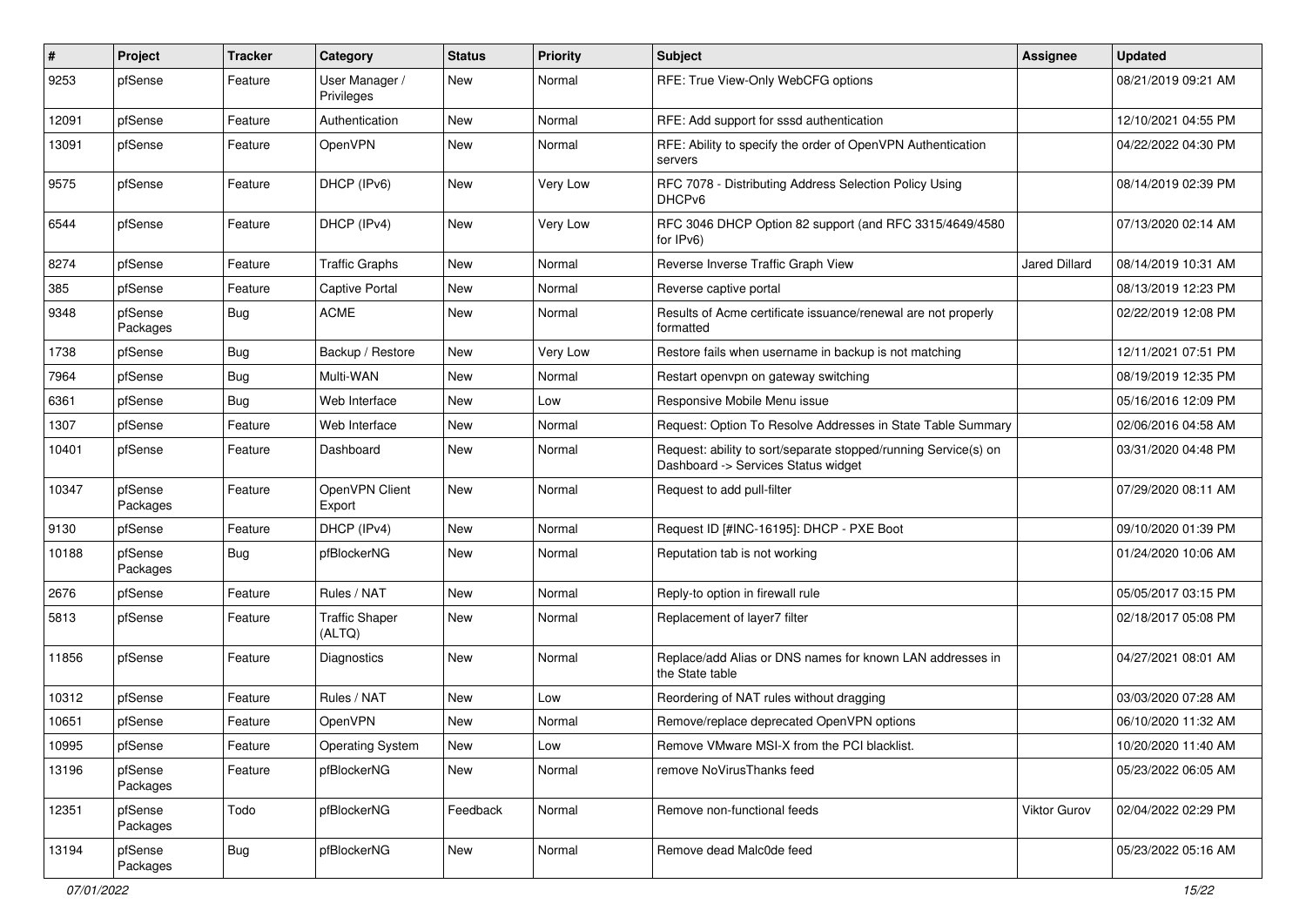| # | Project | Tracker | Category | Status | Priority | Subject | Assignee | Updated |
|---|---|---|---|---|---|---|---|---|
| 9253 | pfSense | Feature | User Manager / Privileges | New | Normal | RFE: True View-Only WebCFG options | | 08/21/2019 09:21 AM |
| 12091 | pfSense | Feature | Authentication | New | Normal | RFE: Add support for sssd authentication | | 12/10/2021 04:55 PM |
| 13091 | pfSense | Feature | OpenVPN | New | Normal | RFE: Ability to specify the order of OpenVPN Authentication servers | | 04/22/2022 04:30 PM |
| 9575 | pfSense | Feature | DHCP (IPv6) | New | Very Low | RFC 7078 - Distributing Address Selection Policy Using DHCPv6 | | 08/14/2019 02:39 PM |
| 6544 | pfSense | Feature | DHCP (IPv4) | New | Very Low | RFC 3046 DHCP Option 82 support (and RFC 3315/4649/4580 for IPv6) | | 07/13/2020 02:14 AM |
| 8274 | pfSense | Feature | Traffic Graphs | New | Normal | Reverse Inverse Traffic Graph View | Jared Dillard | 08/14/2019 10:31 AM |
| 385 | pfSense | Feature | Captive Portal | New | Normal | Reverse captive portal | | 08/13/2019 12:23 PM |
| 9348 | pfSense Packages | Bug | ACME | New | Normal | Results of Acme certificate issuance/renewal are not properly formatted | | 02/22/2019 12:08 PM |
| 1738 | pfSense | Bug | Backup / Restore | New | Very Low | Restore fails when username in backup is not matching | | 12/11/2021 07:51 PM |
| 7964 | pfSense | Bug | Multi-WAN | New | Normal | Restart openvpn on gateway switching | | 08/19/2019 12:35 PM |
| 6361 | pfSense | Bug | Web Interface | New | Low | Responsive Mobile Menu issue | | 05/16/2016 12:09 PM |
| 1307 | pfSense | Feature | Web Interface | New | Normal | Request: Option To Resolve Addresses in State Table Summary | | 02/06/2016 04:58 AM |
| 10401 | pfSense | Feature | Dashboard | New | Normal | Request: ability to sort/separate stopped/running Service(s) on Dashboard -> Services Status widget | | 03/31/2020 04:48 PM |
| 10347 | pfSense Packages | Feature | OpenVPN Client Export | New | Normal | Request to add pull-filter | | 07/29/2020 08:11 AM |
| 9130 | pfSense | Feature | DHCP (IPv4) | New | Normal | Request ID [#INC-16195]: DHCP - PXE Boot | | 09/10/2020 01:39 PM |
| 10188 | pfSense Packages | Bug | pfBlockerNG | New | Normal | Reputation tab is not working | | 01/24/2020 10:06 AM |
| 2676 | pfSense | Feature | Rules / NAT | New | Normal | Reply-to option in firewall rule | | 05/05/2017 03:15 PM |
| 5813 | pfSense | Feature | Traffic Shaper (ALTQ) | New | Normal | Replacement of layer7 filter | | 02/18/2017 05:08 PM |
| 11856 | pfSense | Feature | Diagnostics | New | Normal | Replace/add Alias or DNS names for known LAN addresses in the State table | | 04/27/2021 08:01 AM |
| 10312 | pfSense | Feature | Rules / NAT | New | Low | Reordering of NAT rules without dragging | | 03/03/2020 07:28 AM |
| 10651 | pfSense | Feature | OpenVPN | New | Normal | Remove/replace deprecated OpenVPN options | | 06/10/2020 11:32 AM |
| 10995 | pfSense | Feature | Operating System | New | Low | Remove VMware MSI-X from the PCI blacklist. | | 10/20/2020 11:40 AM |
| 13196 | pfSense Packages | Feature | pfBlockerNG | New | Normal | remove NoVirusThanks feed | | 05/23/2022 06:05 AM |
| 12351 | pfSense Packages | Todo | pfBlockerNG | Feedback | Normal | Remove non-functional feeds | Viktor Gurov | 02/04/2022 02:29 PM |
| 13194 | pfSense Packages | Bug | pfBlockerNG | New | Normal | Remove dead Malc0de feed | | 05/23/2022 05:16 AM |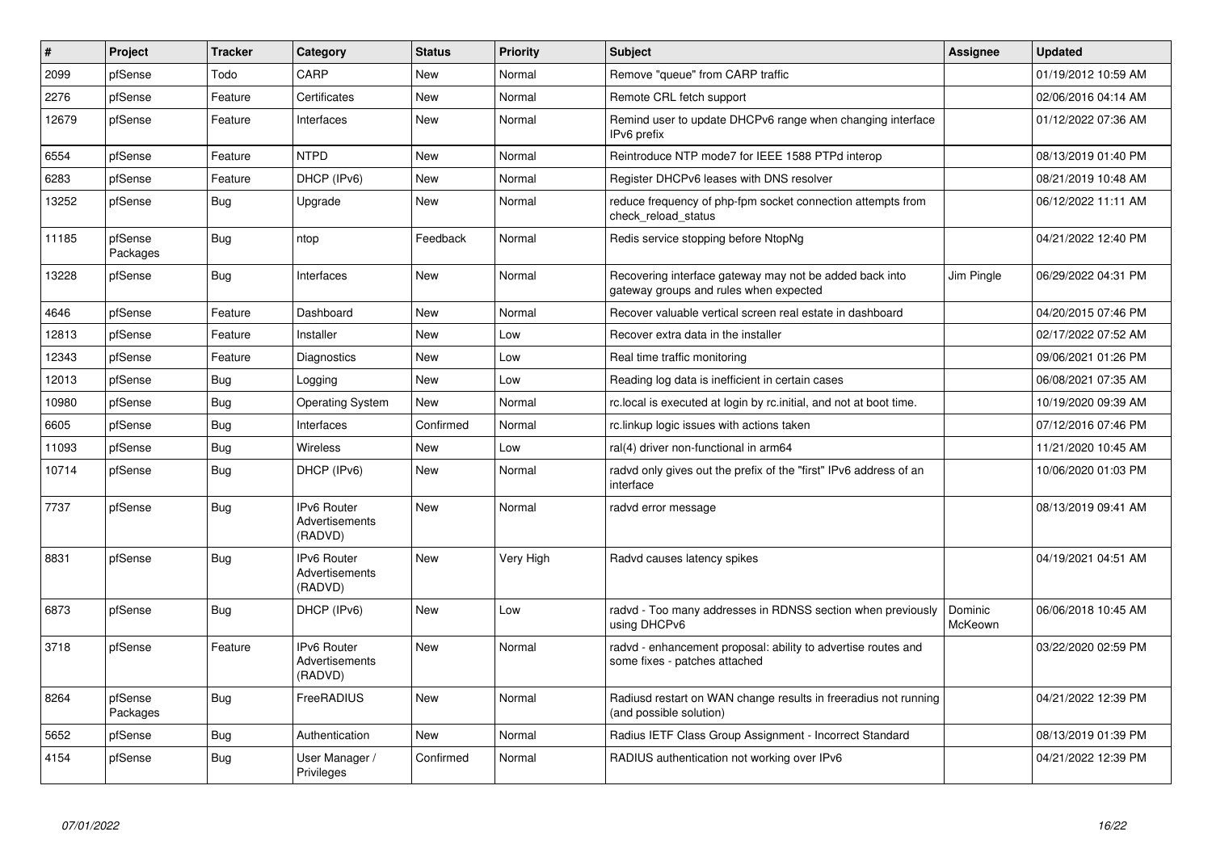| # | Project | Tracker | Category | Status | Priority | Subject | Assignee | Updated |
|---|---|---|---|---|---|---|---|---|
| 2099 | pfSense | Todo | CARP | New | Normal | Remove "queue" from CARP traffic | | 01/19/2012 10:59 AM |
| 2276 | pfSense | Feature | Certificates | New | Normal | Remote CRL fetch support | | 02/06/2016 04:14 AM |
| 12679 | pfSense | Feature | Interfaces | New | Normal | Remind user to update DHCPv6 range when changing interface IPv6 prefix | | 01/12/2022 07:36 AM |
| 6554 | pfSense | Feature | NTPD | New | Normal | Reintroduce NTP mode7 for IEEE 1588 PTPd interop | | 08/13/2019 01:40 PM |
| 6283 | pfSense | Feature | DHCP (IPv6) | New | Normal | Register DHCPv6 leases with DNS resolver | | 08/21/2019 10:48 AM |
| 13252 | pfSense | Bug | Upgrade | New | Normal | reduce frequency of php-fpm socket connection attempts from check_reload_status | | 06/12/2022 11:11 AM |
| 11185 | pfSense Packages | Bug | ntop | Feedback | Normal | Redis service stopping before NtopNg | | 04/21/2022 12:40 PM |
| 13228 | pfSense | Bug | Interfaces | New | Normal | Recovering interface gateway may not be added back into gateway groups and rules when expected | Jim Pingle | 06/29/2022 04:31 PM |
| 4646 | pfSense | Feature | Dashboard | New | Normal | Recover valuable vertical screen real estate in dashboard | | 04/20/2015 07:46 PM |
| 12813 | pfSense | Feature | Installer | New | Low | Recover extra data in the installer | | 02/17/2022 07:52 AM |
| 12343 | pfSense | Feature | Diagnostics | New | Low | Real time traffic monitoring | | 09/06/2021 01:26 PM |
| 12013 | pfSense | Bug | Logging | New | Low | Reading log data is inefficient in certain cases | | 06/08/2021 07:35 AM |
| 10980 | pfSense | Bug | Operating System | New | Normal | rc.local is executed at login by rc.initial, and not at boot time. | | 10/19/2020 09:39 AM |
| 6605 | pfSense | Bug | Interfaces | Confirmed | Normal | rc.linkup logic issues with actions taken | | 07/12/2016 07:46 PM |
| 11093 | pfSense | Bug | Wireless | New | Low | ral(4) driver non-functional in arm64 | | 11/21/2020 10:45 AM |
| 10714 | pfSense | Bug | DHCP (IPv6) | New | Normal | radvd only gives out the prefix of the "first" IPv6 address of an interface | | 10/06/2020 01:03 PM |
| 7737 | pfSense | Bug | IPv6 Router Advertisements (RADVD) | New | Normal | radvd error message | | 08/13/2019 09:41 AM |
| 8831 | pfSense | Bug | IPv6 Router Advertisements (RADVD) | New | Very High | Radvd causes latency spikes | | 04/19/2021 04:51 AM |
| 6873 | pfSense | Bug | DHCP (IPv6) | New | Low | radvd - Too many addresses in RDNSS section when previously using DHCPv6 | Dominic McKeown | 06/06/2018 10:45 AM |
| 3718 | pfSense | Feature | IPv6 Router Advertisements (RADVD) | New | Normal | radvd - enhancement proposal: ability to advertise routes and some fixes - patches attached | | 03/22/2020 02:59 PM |
| 8264 | pfSense Packages | Bug | FreeRADIUS | New | Normal | Radiusd restart on WAN change results in freeradius not running (and possible solution) | | 04/21/2022 12:39 PM |
| 5652 | pfSense | Bug | Authentication | New | Normal | Radius IETF Class Group Assignment - Incorrect Standard | | 08/13/2019 01:39 PM |
| 4154 | pfSense | Bug | User Manager / Privileges | Confirmed | Normal | RADIUS authentication not working over IPv6 | | 04/21/2022 12:39 PM |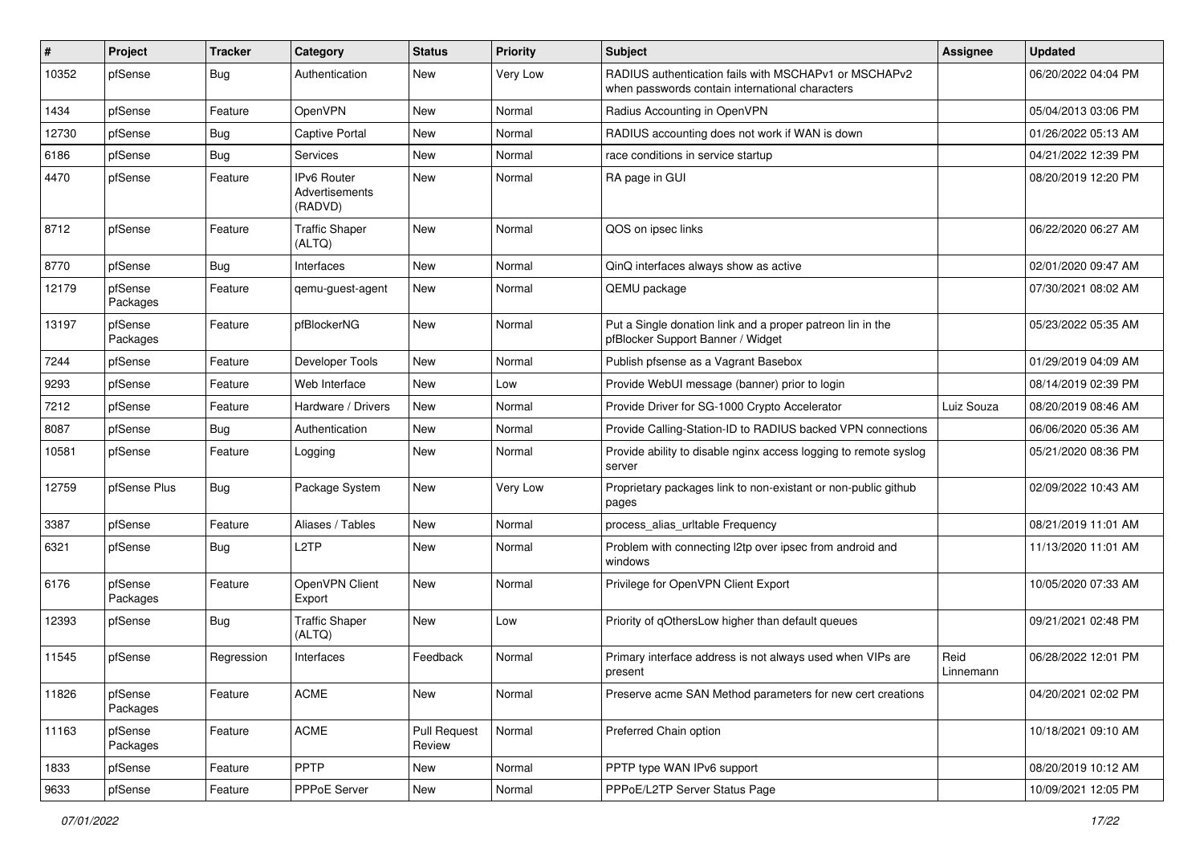| # | Project | Tracker | Category | Status | Priority | Subject | Assignee | Updated |
|---|---|---|---|---|---|---|---|---|
| 10352 | pfSense | Bug | Authentication | New | Very Low | RADIUS authentication fails with MSCHAPv1 or MSCHAPv2 when passwords contain international characters | | 06/20/2022 04:04 PM |
| 1434 | pfSense | Feature | OpenVPN | New | Normal | Radius Accounting in OpenVPN | | 05/04/2013 03:06 PM |
| 12730 | pfSense | Bug | Captive Portal | New | Normal | RADIUS accounting does not work if WAN is down | | 01/26/2022 05:13 AM |
| 6186 | pfSense | Bug | Services | New | Normal | race conditions in service startup | | 04/21/2022 12:39 PM |
| 4470 | pfSense | Feature | IPv6 Router Advertisements (RADVD) | New | Normal | RA page in GUI | | 08/20/2019 12:20 PM |
| 8712 | pfSense | Feature | Traffic Shaper (ALTQ) | New | Normal | QOS on ipsec links | | 06/22/2020 06:27 AM |
| 8770 | pfSense | Bug | Interfaces | New | Normal | QinQ interfaces always show as active | | 02/01/2020 09:47 AM |
| 12179 | pfSense Packages | Feature | qemu-guest-agent | New | Normal | QEMU package | | 07/30/2021 08:02 AM |
| 13197 | pfSense Packages | Feature | pfBlockerNG | New | Normal | Put a Single donation link and a proper patreon lin in the pfBlocker Support Banner / Widget | | 05/23/2022 05:35 AM |
| 7244 | pfSense | Feature | Developer Tools | New | Normal | Publish pfsense as a Vagrant Basebox | | 01/29/2019 04:09 AM |
| 9293 | pfSense | Feature | Web Interface | New | Low | Provide WebUI message (banner) prior to login | | 08/14/2019 02:39 PM |
| 7212 | pfSense | Feature | Hardware / Drivers | New | Normal | Provide Driver for SG-1000 Crypto Accelerator | Luiz Souza | 08/20/2019 08:46 AM |
| 8087 | pfSense | Bug | Authentication | New | Normal | Provide Calling-Station-ID to RADIUS backed VPN connections | | 06/06/2020 05:36 AM |
| 10581 | pfSense | Feature | Logging | New | Normal | Provide ability to disable nginx access logging to remote syslog server | | 05/21/2020 08:36 PM |
| 12759 | pfSense Plus | Bug | Package System | New | Very Low | Proprietary packages link to non-existant or non-public github pages | | 02/09/2022 10:43 AM |
| 3387 | pfSense | Feature | Aliases / Tables | New | Normal | process_alias_urltable Frequency | | 08/21/2019 11:01 AM |
| 6321 | pfSense | Bug | L2TP | New | Normal | Problem with connecting l2tp over ipsec from android and windows | | 11/13/2020 11:01 AM |
| 6176 | pfSense Packages | Feature | OpenVPN Client Export | New | Normal | Privilege for OpenVPN Client Export | | 10/05/2020 07:33 AM |
| 12393 | pfSense | Bug | Traffic Shaper (ALTQ) | New | Low | Priority of qOthersLow higher than default queues | | 09/21/2021 02:48 PM |
| 11545 | pfSense | Regression | Interfaces | Feedback | Normal | Primary interface address is not always used when VIPs are present | Reid Linnemann | 06/28/2022 12:01 PM |
| 11826 | pfSense Packages | Feature | ACME | New | Normal | Preserve acme SAN Method parameters for new cert creations | | 04/20/2021 02:02 PM |
| 11163 | pfSense Packages | Feature | ACME | Pull Request Review | Normal | Preferred Chain option | | 10/18/2021 09:10 AM |
| 1833 | pfSense | Feature | PPTP | New | Normal | PPTP type WAN IPv6 support | | 08/20/2019 10:12 AM |
| 9633 | pfSense | Feature | PPPoE Server | New | Normal | PPPoE/L2TP Server Status Page | | 10/09/2021 12:05 PM |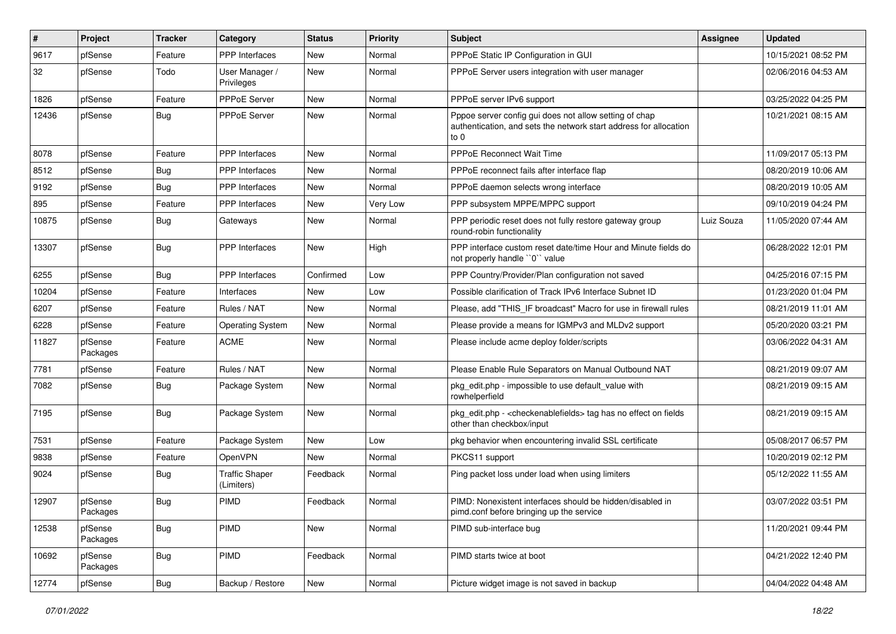| # | Project | Tracker | Category | Status | Priority | Subject | Assignee | Updated |
|---|---|---|---|---|---|---|---|---|
| 9617 | pfSense | Feature | PPP Interfaces | New | Normal | PPPoE Static IP Configuration in GUI | | 10/15/2021 08:52 PM |
| 32 | pfSense | Todo | User Manager / Privileges | New | Normal | PPPoE Server users integration with user manager | | 02/06/2016 04:53 AM |
| 1826 | pfSense | Feature | PPPoE Server | New | Normal | PPPoE server IPv6 support | | 03/25/2022 04:25 PM |
| 12436 | pfSense | Bug | PPPoE Server | New | Normal | Pppoe server config gui does not allow setting of chap authentication, and sets the network start address for allocation to 0 | | 10/21/2021 08:15 AM |
| 8078 | pfSense | Feature | PPP Interfaces | New | Normal | PPPoE Reconnect Wait Time | | 11/09/2017 05:13 PM |
| 8512 | pfSense | Bug | PPP Interfaces | New | Normal | PPPoE reconnect fails after interface flap | | 08/20/2019 10:06 AM |
| 9192 | pfSense | Bug | PPP Interfaces | New | Normal | PPPoE daemon selects wrong interface | | 08/20/2019 10:05 AM |
| 895 | pfSense | Feature | PPP Interfaces | New | Very Low | PPP subsystem MPPE/MPPC support | | 09/10/2019 04:24 PM |
| 10875 | pfSense | Bug | Gateways | New | Normal | PPP periodic reset does not fully restore gateway group round-robin functionality | Luiz Souza | 11/05/2020 07:44 AM |
| 13307 | pfSense | Bug | PPP Interfaces | New | High | PPP interface custom reset date/time Hour and Minute fields do not properly handle ``0`` value | | 06/28/2022 12:01 PM |
| 6255 | pfSense | Bug | PPP Interfaces | Confirmed | Low | PPP Country/Provider/Plan configuration not saved | | 04/25/2016 07:15 PM |
| 10204 | pfSense | Feature | Interfaces | New | Low | Possible clarification of Track IPv6 Interface Subnet ID | | 01/23/2020 01:04 PM |
| 6207 | pfSense | Feature | Rules / NAT | New | Normal | Please, add "THIS_IF broadcast" Macro for use in firewall rules | | 08/21/2019 11:01 AM |
| 6228 | pfSense | Feature | Operating System | New | Normal | Please provide a means for IGMPv3 and MLDv2 support | | 05/20/2020 03:21 PM |
| 11827 | pfSense Packages | Feature | ACME | New | Normal | Please include acme deploy folder/scripts | | 03/06/2022 04:31 AM |
| 7781 | pfSense | Feature | Rules / NAT | New | Normal | Please Enable Rule Separators on Manual Outbound NAT | | 08/21/2019 09:07 AM |
| 7082 | pfSense | Bug | Package System | New | Normal | pkg_edit.php - impossible to use default_value with rowhelperfield | | 08/21/2019 09:15 AM |
| 7195 | pfSense | Bug | Package System | New | Normal | pkg_edit.php - <checkenablefields> tag has no effect on fields other than checkbox/input | | 08/21/2019 09:15 AM |
| 7531 | pfSense | Feature | Package System | New | Low | pkg behavior when encountering invalid SSL certificate | | 05/08/2017 06:57 PM |
| 9838 | pfSense | Feature | OpenVPN | New | Normal | PKCS11 support | | 10/20/2019 02:12 PM |
| 9024 | pfSense | Bug | Traffic Shaper (Limiters) | Feedback | Normal | Ping packet loss under load when using limiters | | 05/12/2022 11:55 AM |
| 12907 | pfSense Packages | Bug | PIMD | Feedback | Normal | PIMD: Nonexistent interfaces should be hidden/disabled in pimd.conf before bringing up the service | | 03/07/2022 03:51 PM |
| 12538 | pfSense Packages | Bug | PIMD | New | Normal | PIMD sub-interface bug | | 11/20/2021 09:44 PM |
| 10692 | pfSense Packages | Bug | PIMD | Feedback | Normal | PIMD starts twice at boot | | 04/21/2022 12:40 PM |
| 12774 | pfSense | Bug | Backup / Restore | New | Normal | Picture widget image is not saved in backup | | 04/04/2022 04:48 AM |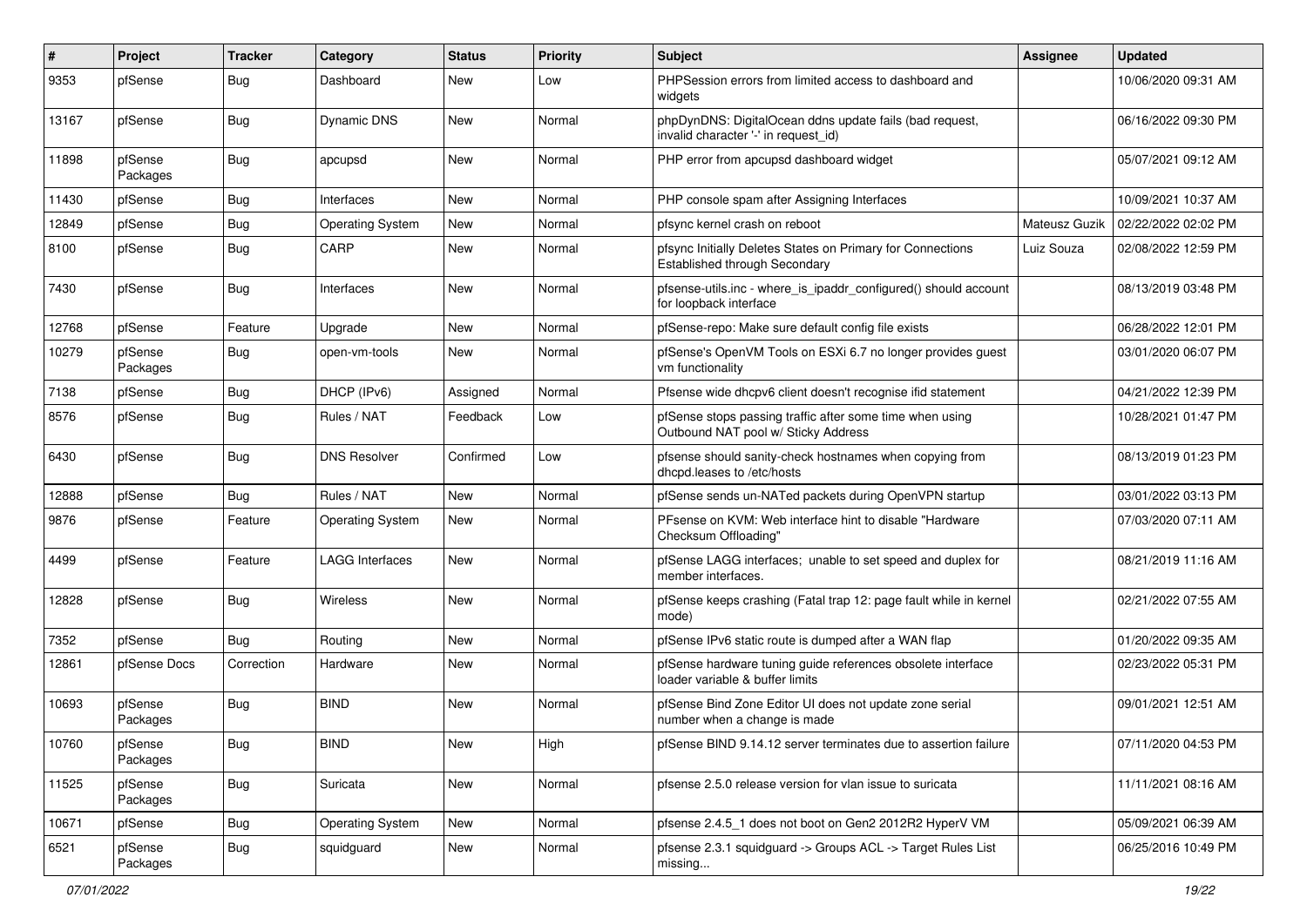| # | Project | Tracker | Category | Status | Priority | Subject | Assignee | Updated |
| --- | --- | --- | --- | --- | --- | --- | --- | --- |
| 9353 | pfSense | Bug | Dashboard | New | Low | PHPSession errors from limited access to dashboard and widgets | | 10/06/2020 09:31 AM |
| 13167 | pfSense | Bug | Dynamic DNS | New | Normal | phpDynDNS: DigitalOcean ddns update fails (bad request, invalid character '-' in request_id) | | 06/16/2022 09:30 PM |
| 11898 | pfSense Packages | Bug | apcupsd | New | Normal | PHP error from apcupsd dashboard widget | | 05/07/2021 09:12 AM |
| 11430 | pfSense | Bug | Interfaces | New | Normal | PHP console spam after Assigning Interfaces | | 10/09/2021 10:37 AM |
| 12849 | pfSense | Bug | Operating System | New | Normal | pfsync kernel crash on reboot | Mateusz Guzik | 02/22/2022 02:02 PM |
| 8100 | pfSense | Bug | CARP | New | Normal | pfsync Initially Deletes States on Primary for Connections Established through Secondary | Luiz Souza | 02/08/2022 12:59 PM |
| 7430 | pfSense | Bug | Interfaces | New | Normal | pfsense-utils.inc - where_is_ipaddr_configured() should account for loopback interface | | 08/13/2019 03:48 PM |
| 12768 | pfSense | Feature | Upgrade | New | Normal | pfSense-repo: Make sure default config file exists | | 06/28/2022 12:01 PM |
| 10279 | pfSense Packages | Bug | open-vm-tools | New | Normal | pfSense's OpenVM Tools on ESXi 6.7 no longer provides guest vm functionality | | 03/01/2020 06:07 PM |
| 7138 | pfSense | Bug | DHCP (IPv6) | Assigned | Normal | Pfsense wide dhcpv6 client doesn't recognise ifid statement | | 04/21/2022 12:39 PM |
| 8576 | pfSense | Bug | Rules / NAT | Feedback | Low | pfSense stops passing traffic after some time when using Outbound NAT pool w/ Sticky Address | | 10/28/2021 01:47 PM |
| 6430 | pfSense | Bug | DNS Resolver | Confirmed | Low | pfsense should sanity-check hostnames when copying from dhcpd.leases to /etc/hosts | | 08/13/2019 01:23 PM |
| 12888 | pfSense | Bug | Rules / NAT | New | Normal | pfSense sends un-NATed packets during OpenVPN startup | | 03/01/2022 03:13 PM |
| 9876 | pfSense | Feature | Operating System | New | Normal | PFsense on KVM: Web interface hint to disable "Hardware Checksum Offloading" | | 07/03/2020 07:11 AM |
| 4499 | pfSense | Feature | LAGG Interfaces | New | Normal | pfSense LAGG interfaces; unable to set speed and duplex for member interfaces. | | 08/21/2019 11:16 AM |
| 12828 | pfSense | Bug | Wireless | New | Normal | pfSense keeps crashing (Fatal trap 12: page fault while in kernel mode) | | 02/21/2022 07:55 AM |
| 7352 | pfSense | Bug | Routing | New | Normal | pfSense IPv6 static route is dumped after a WAN flap | | 01/20/2022 09:35 AM |
| 12861 | pfSense Docs | Correction | Hardware | New | Normal | pfSense hardware tuning guide references obsolete interface loader variable & buffer limits | | 02/23/2022 05:31 PM |
| 10693 | pfSense Packages | Bug | BIND | New | Normal | pfSense Bind Zone Editor UI does not update zone serial number when a change is made | | 09/01/2021 12:51 AM |
| 10760 | pfSense Packages | Bug | BIND | New | High | pfSense BIND 9.14.12 server terminates due to assertion failure | | 07/11/2020 04:53 PM |
| 11525 | pfSense Packages | Bug | Suricata | New | Normal | pfsense 2.5.0 release version for vlan issue to suricata | | 11/11/2021 08:16 AM |
| 10671 | pfSense | Bug | Operating System | New | Normal | pfsense 2.4.5_1 does not boot on Gen2 2012R2 HyperV VM | | 05/09/2021 06:39 AM |
| 6521 | pfSense Packages | Bug | squidguard | New | Normal | pfsense 2.3.1 squidguard -> Groups ACL -> Target Rules List missing... | | 06/25/2016 10:49 PM |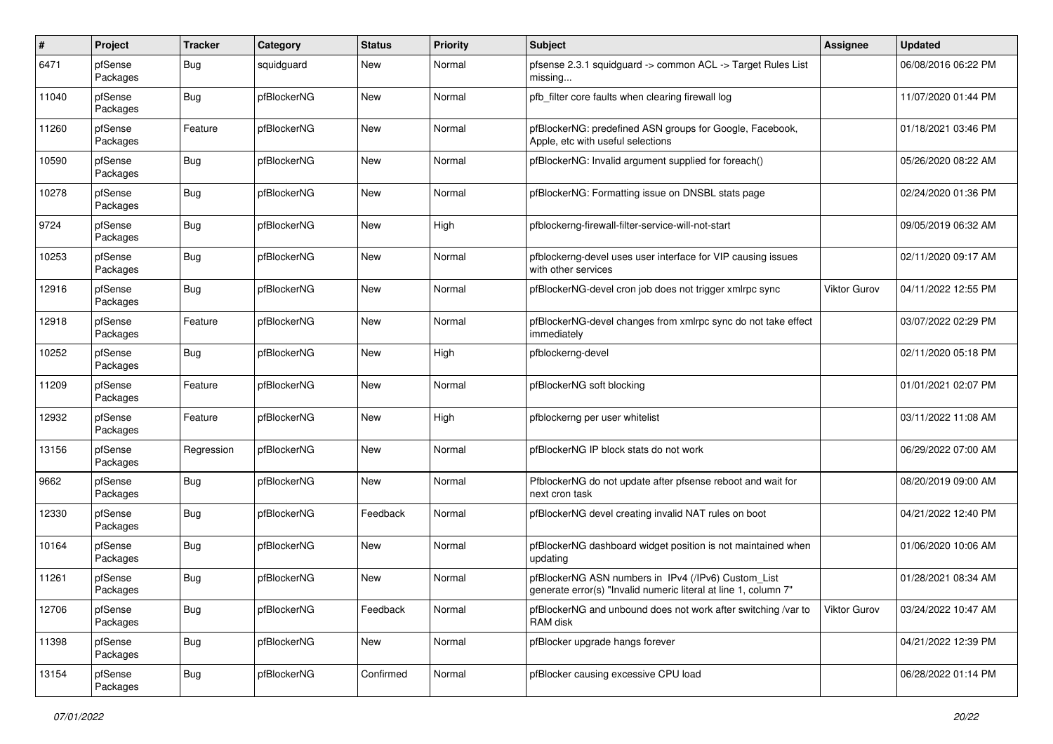| # | Project | Tracker | Category | Status | Priority | Subject | Assignee | Updated |
|---|---|---|---|---|---|---|---|---|
| 6471 | pfSense Packages | Bug | squidguard | New | Normal | pfsense 2.3.1 squidguard -> common ACL -> Target Rules List missing... | | 06/08/2016 06:22 PM |
| 11040 | pfSense Packages | Bug | pfBlockerNG | New | Normal | pfb_filter core faults when clearing firewall log | | 11/07/2020 01:44 PM |
| 11260 | pfSense Packages | Feature | pfBlockerNG | New | Normal | pfBlockerNG: predefined ASN groups for Google, Facebook, Apple, etc with useful selections | | 01/18/2021 03:46 PM |
| 10590 | pfSense Packages | Bug | pfBlockerNG | New | Normal | pfBlockerNG: Invalid argument supplied for foreach() | | 05/26/2020 08:22 AM |
| 10278 | pfSense Packages | Bug | pfBlockerNG | New | Normal | pfBlockerNG: Formatting issue on DNSBL stats page | | 02/24/2020 01:36 PM |
| 9724 | pfSense Packages | Bug | pfBlockerNG | New | High | pfblockerng-firewall-filter-service-will-not-start | | 09/05/2019 06:32 AM |
| 10253 | pfSense Packages | Bug | pfBlockerNG | New | Normal | pfblockerng-devel uses user interface for VIP causing issues with other services | | 02/11/2020 09:17 AM |
| 12916 | pfSense Packages | Bug | pfBlockerNG | New | Normal | pfBlockerNG-devel cron job does not trigger xmlrpc sync | Viktor Gurov | 04/11/2022 12:55 PM |
| 12918 | pfSense Packages | Feature | pfBlockerNG | New | Normal | pfBlockerNG-devel changes from xmlrpc sync do not take effect immediately | | 03/07/2022 02:29 PM |
| 10252 | pfSense Packages | Bug | pfBlockerNG | New | High | pfblockerng-devel | | 02/11/2020 05:18 PM |
| 11209 | pfSense Packages | Feature | pfBlockerNG | New | Normal | pfBlockerNG soft blocking | | 01/01/2021 02:07 PM |
| 12932 | pfSense Packages | Feature | pfBlockerNG | New | High | pfblockerng per user whitelist | | 03/11/2022 11:08 AM |
| 13156 | pfSense Packages | Regression | pfBlockerNG | New | Normal | pfBlockerNG IP block stats do not work | | 06/29/2022 07:00 AM |
| 9662 | pfSense Packages | Bug | pfBlockerNG | New | Normal | PfblockerNG do not update after pfsense reboot and wait for next cron task | | 08/20/2019 09:00 AM |
| 12330 | pfSense Packages | Bug | pfBlockerNG | Feedback | Normal | pfBlockerNG devel creating invalid NAT rules on boot | | 04/21/2022 12:40 PM |
| 10164 | pfSense Packages | Bug | pfBlockerNG | New | Normal | pfBlockerNG dashboard widget position is not maintained when updating | | 01/06/2020 10:06 AM |
| 11261 | pfSense Packages | Bug | pfBlockerNG | New | Normal | pfBlockerNG ASN numbers in IPv4 (/IPv6) Custom_List generate error(s) "Invalid numeric literal at line 1, column 7" | | 01/28/2021 08:34 AM |
| 12706 | pfSense Packages | Bug | pfBlockerNG | Feedback | Normal | pfBlockerNG and unbound does not work after switching /var to RAM disk | Viktor Gurov | 03/24/2022 10:47 AM |
| 11398 | pfSense Packages | Bug | pfBlockerNG | New | Normal | pfBlocker upgrade hangs forever | | 04/21/2022 12:39 PM |
| 13154 | pfSense Packages | Bug | pfBlockerNG | Confirmed | Normal | pfBlocker causing excessive CPU load | | 06/28/2022 01:14 PM |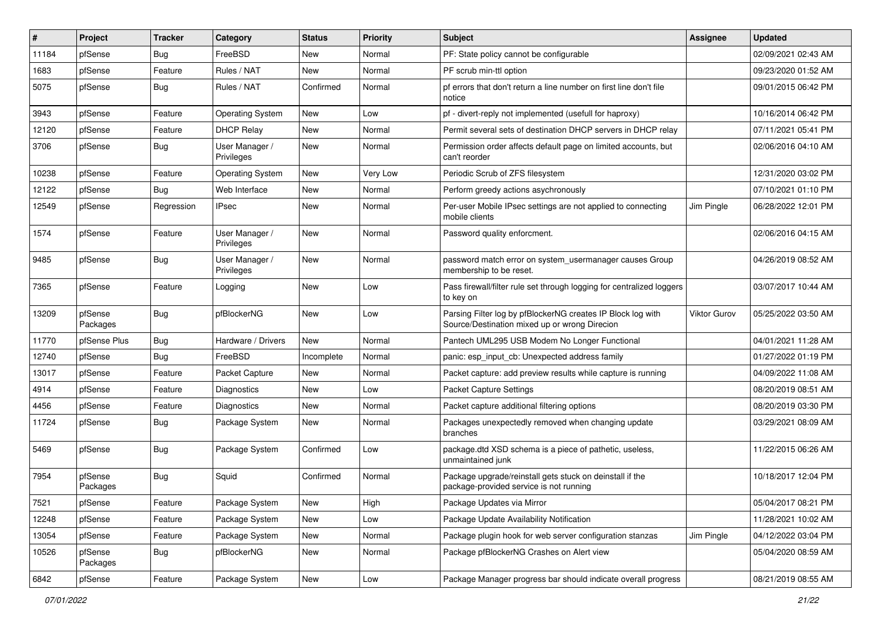| # | Project | Tracker | Category | Status | Priority | Subject | Assignee | Updated |
|---|---|---|---|---|---|---|---|---|
| 11184 | pfSense | Bug | FreeBSD | New | Normal | PF: State policy cannot be configurable | | 02/09/2021 02:43 AM |
| 1683 | pfSense | Feature | Rules / NAT | New | Normal | PF scrub min-ttl option | | 09/23/2020 01:52 AM |
| 5075 | pfSense | Bug | Rules / NAT | Confirmed | Normal | pf errors that don't return a line number on first line don't file notice | | 09/01/2015 06:42 PM |
| 3943 | pfSense | Feature | Operating System | New | Low | pf - divert-reply not implemented (usefull for haproxy) | | 10/16/2014 06:42 PM |
| 12120 | pfSense | Feature | DHCP Relay | New | Normal | Permit several sets of destination DHCP servers in DHCP relay | | 07/11/2021 05:41 PM |
| 3706 | pfSense | Bug | User Manager / Privileges | New | Normal | Permission order affects default page on limited accounts, but can't reorder | | 02/06/2016 04:10 AM |
| 10238 | pfSense | Feature | Operating System | New | Very Low | Periodic Scrub of ZFS filesystem | | 12/31/2020 03:02 PM |
| 12122 | pfSense | Bug | Web Interface | New | Normal | Perform greedy actions asychronously | | 07/10/2021 01:10 PM |
| 12549 | pfSense | Regression | IPsec | New | Normal | Per-user Mobile IPsec settings are not applied to connecting mobile clients | Jim Pingle | 06/28/2022 12:01 PM |
| 1574 | pfSense | Feature | User Manager / Privileges | New | Normal | Password quality enforcment. | | 02/06/2016 04:15 AM |
| 9485 | pfSense | Bug | User Manager / Privileges | New | Normal | password match error on system_usermanager causes Group membership to be reset. | | 04/26/2019 08:52 AM |
| 7365 | pfSense | Feature | Logging | New | Low | Pass firewall/filter rule set through logging for centralized loggers to key on | | 03/07/2017 10:44 AM |
| 13209 | pfSense Packages | Bug | pfBlockerNG | New | Low | Parsing Filter log by pfBlockerNG creates IP Block log with Source/Destination mixed up or wrong Direcion | Viktor Gurov | 05/25/2022 03:50 AM |
| 11770 | pfSense Plus | Bug | Hardware / Drivers | New | Normal | Pantech UML295 USB Modem No Longer Functional | | 04/01/2021 11:28 AM |
| 12740 | pfSense | Bug | FreeBSD | Incomplete | Normal | panic: esp_input_cb: Unexpected address family | | 01/27/2022 01:19 PM |
| 13017 | pfSense | Feature | Packet Capture | New | Normal | Packet capture: add preview results while capture is running | | 04/09/2022 11:08 AM |
| 4914 | pfSense | Feature | Diagnostics | New | Low | Packet Capture Settings | | 08/20/2019 08:51 AM |
| 4456 | pfSense | Feature | Diagnostics | New | Normal | Packet capture additional filtering options | | 08/20/2019 03:30 PM |
| 11724 | pfSense | Bug | Package System | New | Normal | Packages unexpectedly removed when changing update branches | | 03/29/2021 08:09 AM |
| 5469 | pfSense | Bug | Package System | Confirmed | Low | package.dtd XSD schema is a piece of pathetic, useless, unmaintained junk | | 11/22/2015 06:26 AM |
| 7954 | pfSense Packages | Bug | Squid | Confirmed | Normal | Package upgrade/reinstall gets stuck on deinstall if the package-provided service is not running | | 10/18/2017 12:04 PM |
| 7521 | pfSense | Feature | Package System | New | High | Package Updates via Mirror | | 05/04/2017 08:21 PM |
| 12248 | pfSense | Feature | Package System | New | Low | Package Update Availability Notification | | 11/28/2021 10:02 AM |
| 13054 | pfSense | Feature | Package System | New | Normal | Package plugin hook for web server configuration stanzas | Jim Pingle | 04/12/2022 03:04 PM |
| 10526 | pfSense Packages | Bug | pfBlockerNG | New | Normal | Package pfBlockerNG Crashes on Alert view | | 05/04/2020 08:59 AM |
| 6842 | pfSense | Feature | Package System | New | Low | Package Manager progress bar should indicate overall progress | | 08/21/2019 08:55 AM |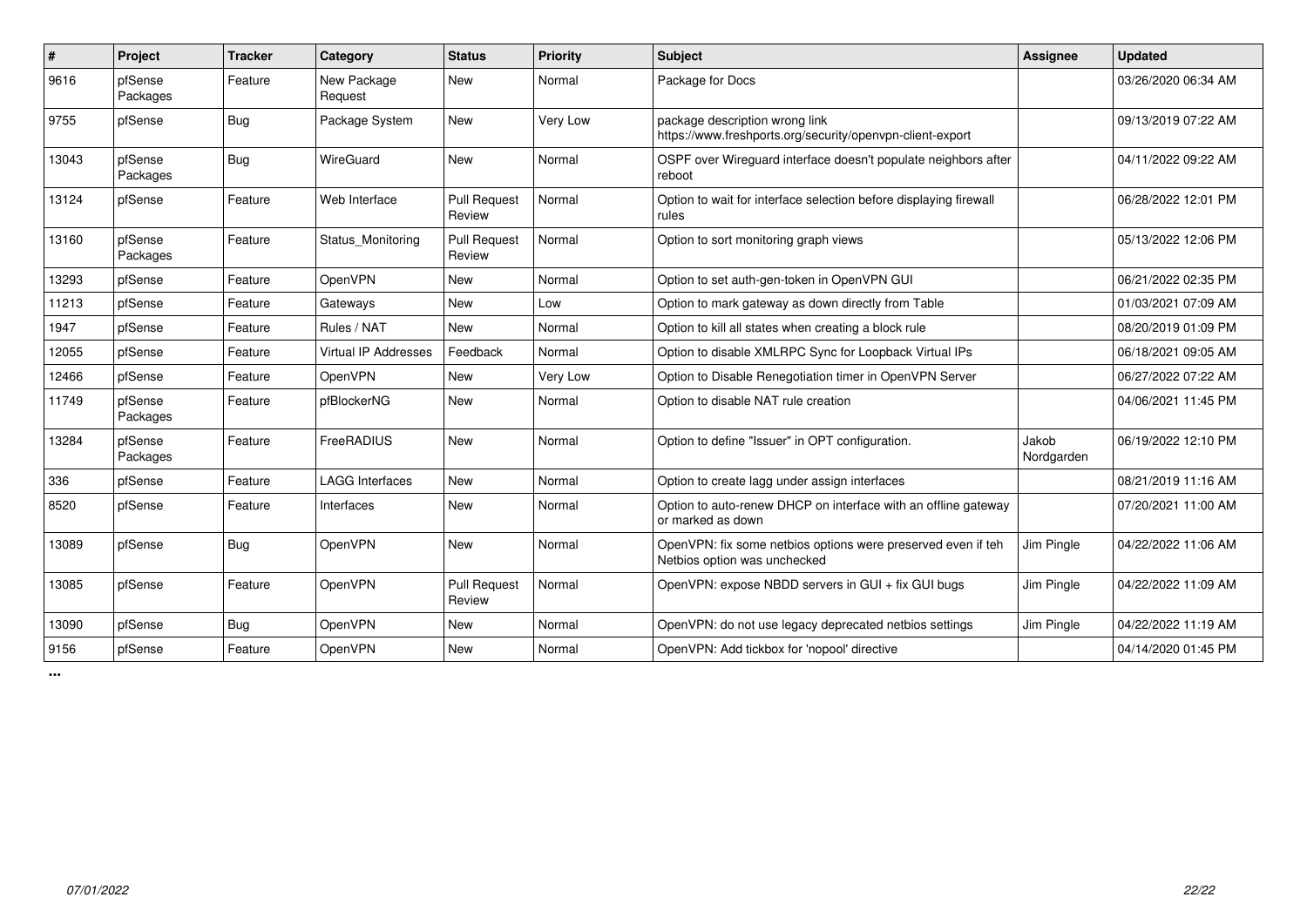| # | Project | Tracker | Category | Status | Priority | Subject | Assignee | Updated |
|---|---|---|---|---|---|---|---|---|
| 9616 | pfSense Packages | Feature | New Package Request | New | Normal | Package for Docs | | 03/26/2020 06:34 AM |
| 9755 | pfSense | Bug | Package System | New | Very Low | package description wrong link https://www.freshports.org/security/openvpn-client-export | | 09/13/2019 07:22 AM |
| 13043 | pfSense Packages | Bug | WireGuard | New | Normal | OSPF over Wireguard interface doesn't populate neighbors after reboot | | 04/11/2022 09:22 AM |
| 13124 | pfSense | Feature | Web Interface | Pull Request Review | Normal | Option to wait for interface selection before displaying firewall rules | | 06/28/2022 12:01 PM |
| 13160 | pfSense Packages | Feature | Status_Monitoring | Pull Request Review | Normal | Option to sort monitoring graph views | | 05/13/2022 12:06 PM |
| 13293 | pfSense | Feature | OpenVPN | New | Normal | Option to set auth-gen-token in OpenVPN GUI | | 06/21/2022 02:35 PM |
| 11213 | pfSense | Feature | Gateways | New | Low | Option to mark gateway as down directly from Table | | 01/03/2021 07:09 AM |
| 1947 | pfSense | Feature | Rules / NAT | New | Normal | Option to kill all states when creating a block rule | | 08/20/2019 01:09 PM |
| 12055 | pfSense | Feature | Virtual IP Addresses | Feedback | Normal | Option to disable XMLRPC Sync for Loopback Virtual IPs | | 06/18/2021 09:05 AM |
| 12466 | pfSense | Feature | OpenVPN | New | Very Low | Option to Disable Renegotiation timer in OpenVPN Server | | 06/27/2022 07:22 AM |
| 11749 | pfSense Packages | Feature | pfBlockerNG | New | Normal | Option to disable NAT rule creation | | 04/06/2021 11:45 PM |
| 13284 | pfSense Packages | Feature | FreeRADIUS | New | Normal | Option to define "Issuer" in OPT configuration. | Jakob Nordgarden | 06/19/2022 12:10 PM |
| 336 | pfSense | Feature | LAGG Interfaces | New | Normal | Option to create lagg under assign interfaces | | 08/21/2019 11:16 AM |
| 8520 | pfSense | Feature | Interfaces | New | Normal | Option to auto-renew DHCP on interface with an offline gateway or marked as down | | 07/20/2021 11:00 AM |
| 13089 | pfSense | Bug | OpenVPN | New | Normal | OpenVPN: fix some netbios options were preserved even if teh Netbios option was unchecked | Jim Pingle | 04/22/2022 11:06 AM |
| 13085 | pfSense | Feature | OpenVPN | Pull Request Review | Normal | OpenVPN: expose NBDD servers in GUI + fix GUI bugs | Jim Pingle | 04/22/2022 11:09 AM |
| 13090 | pfSense | Bug | OpenVPN | New | Normal | OpenVPN: do not use legacy deprecated netbios settings | Jim Pingle | 04/22/2022 11:19 AM |
| 9156 | pfSense | Feature | OpenVPN | New | Normal | OpenVPN: Add tickbox for 'nopool' directive | | 04/14/2020 01:45 PM |

...